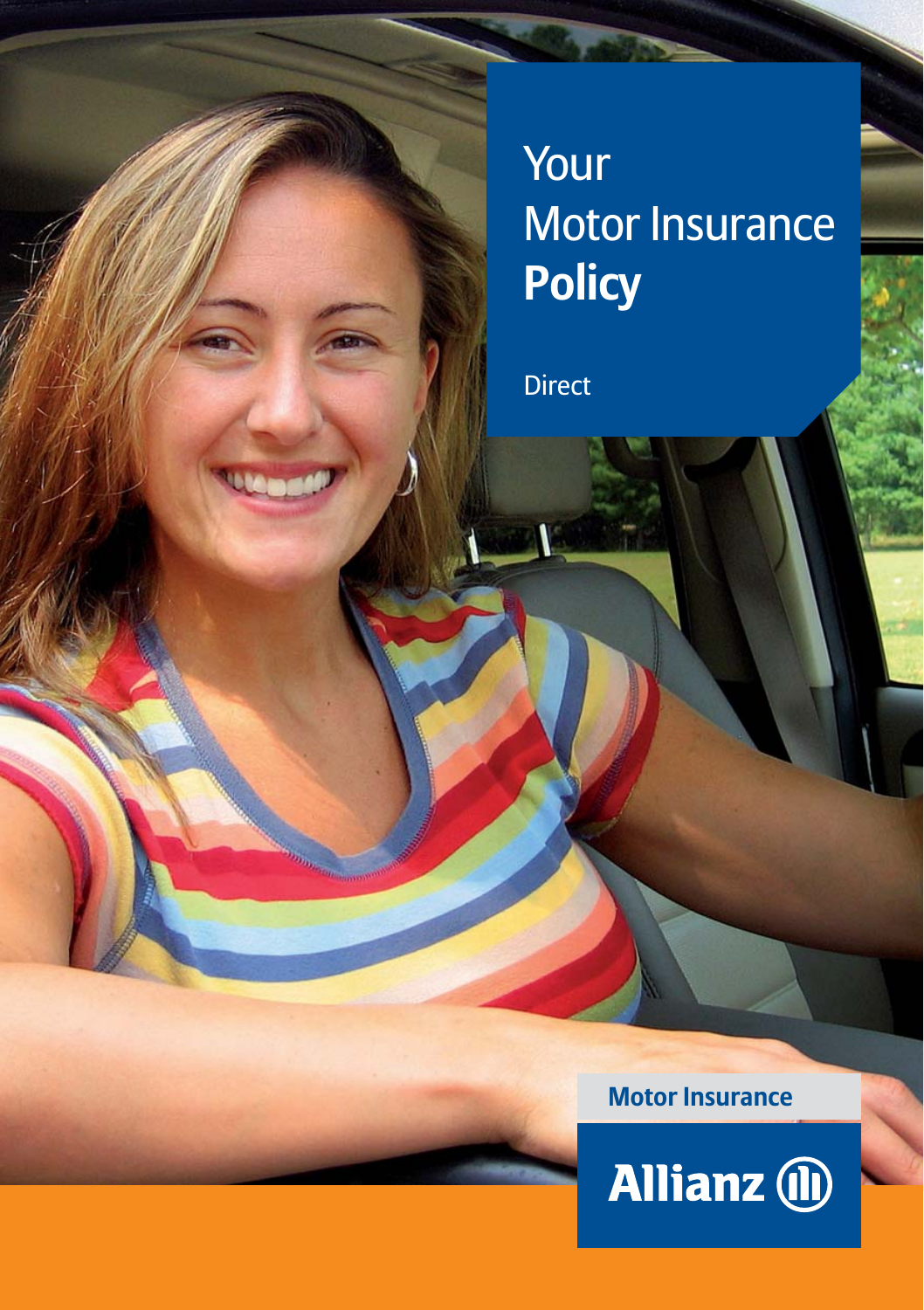# Your Motor Insurance **Policy**

Direct

**Motor Insurance**

Allianz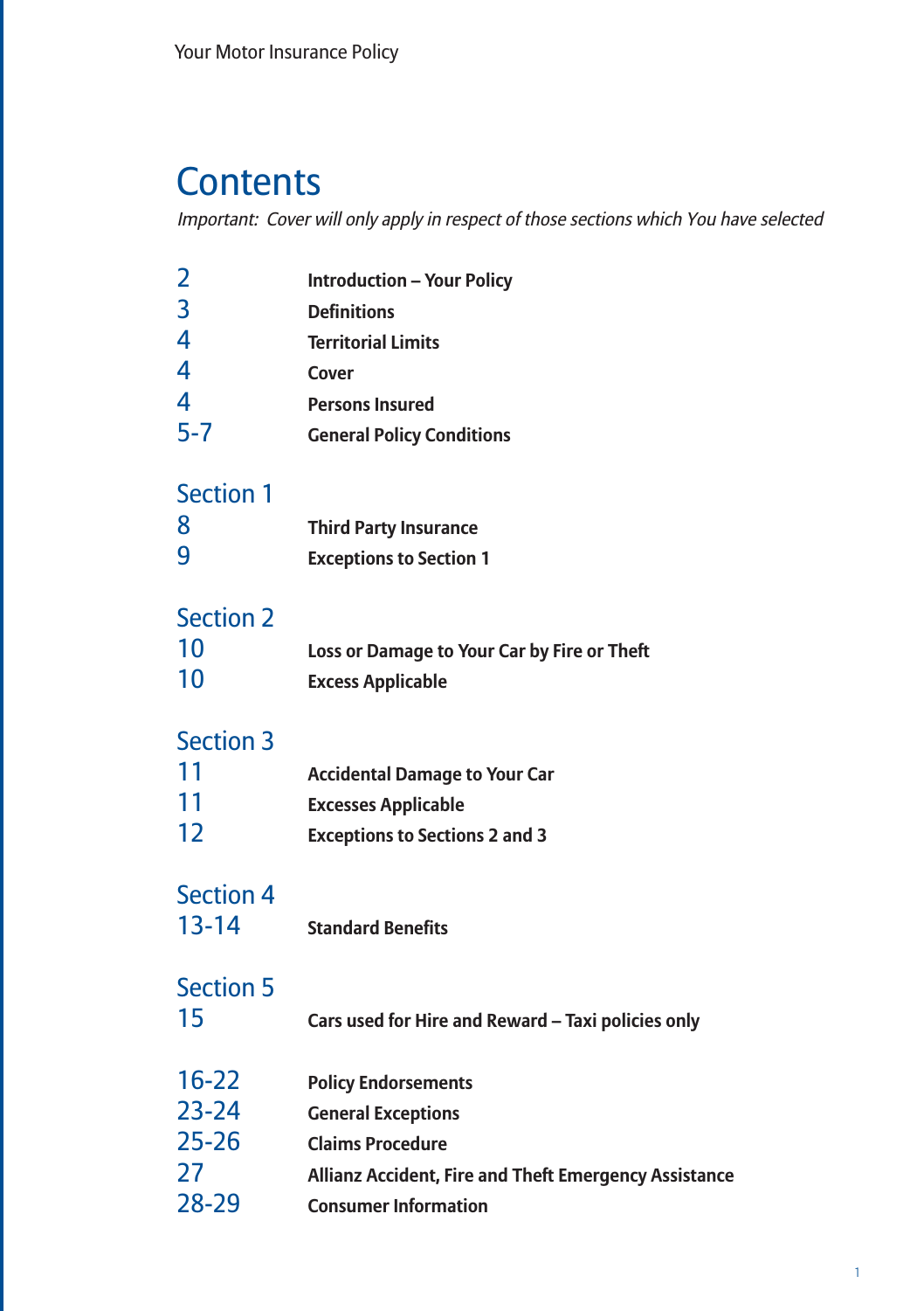# Contents

*Important: Cover will only apply in respect of those sections which You have selected*

| | |
|---|---|
| 2 | **Introduction – Your Policy** |
| 3 | **Definitions** |
| 4 | **Territorial Limits** |
| 4 | **Cover** |
| 4 | **Persons Insured** |
| 5-7 | **General Policy Conditions** |

## Section 1

| | |
|---|---|
| 8 | **Third Party Insurance** |
| 9 | **Exceptions to Section 1** |

## Section 2

| | |
|---|---|
| 10 | **Loss or Damage to Your Car by Fire or Theft** |
| 10 | **Excess Applicable** |

## Section 3

| | |
|---|---|
| 11 | **Accidental Damage to Your Car** |
| 11 | **Excesses Applicable** |
| 12 | **Exceptions to Sections 2 and 3** |

## Section 4

| | |
|---|---|
| 13-14 | **Standard Benefits** |

## Section 5

| | |
|---|---|
| 15 | **Cars used for Hire and Reward – Taxi policies only** |

| | |
|---|---|
| 16-22 | **Policy Endorsements** |
| 23-24 | **General Exceptions** |
| 25-26 | **Claims Procedure** |
| 27 | **Allianz Accident, Fire and Theft Emergency Assistance** |
| 28-29 | **Consumer Information** |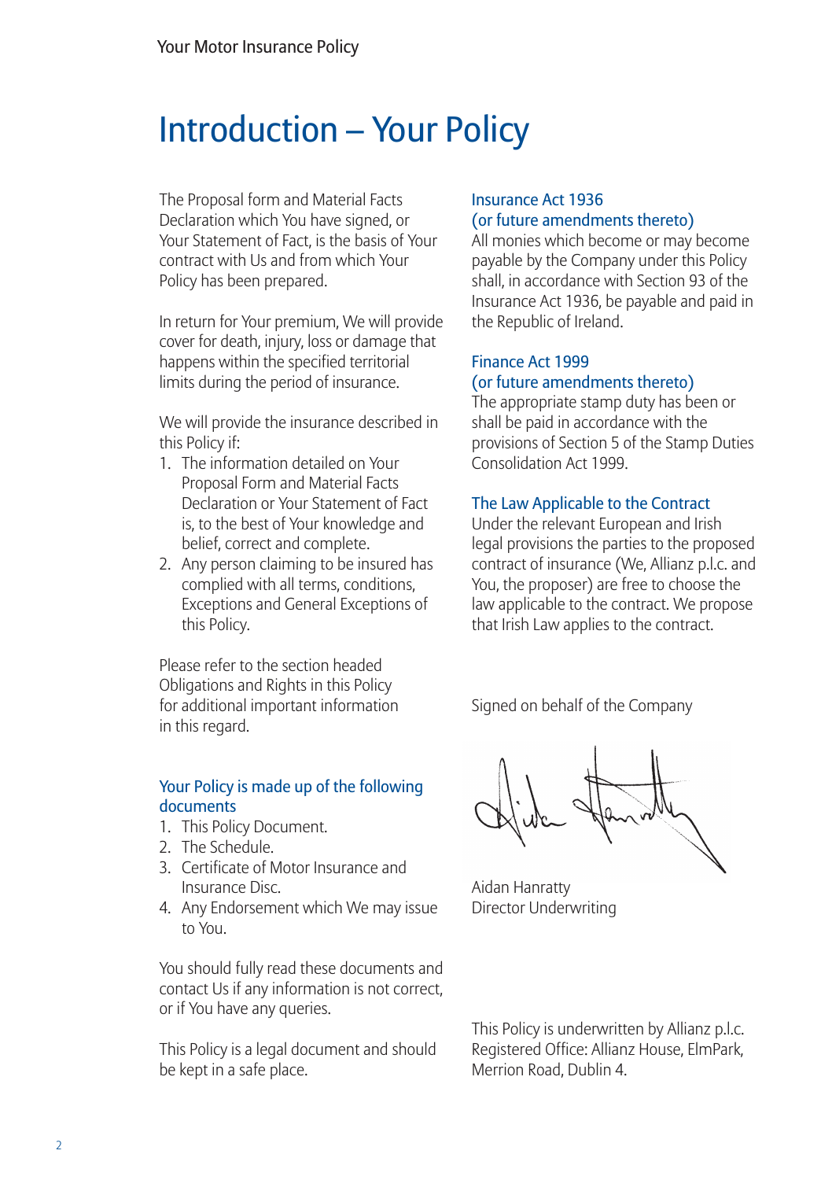# Introduction – Your Policy

The Proposal form and Material Facts Declaration which You have signed, or Your Statement of Fact, is the basis of Your contract with Us and from which Your Policy has been prepared.

In return for Your premium, We will provide cover for death, injury, loss or damage that happens within the specified territorial limits during the period of insurance.

We will provide the insurance described in this Policy if:

1. The information detailed on Your Proposal Form and Material Facts Declaration or Your Statement of Fact is, to the best of Your knowledge and belief, correct and complete.
2. Any person claiming to be insured has complied with all terms, conditions, Exceptions and General Exceptions of this Policy.

Please refer to the section headed Obligations and Rights in this Policy for additional important information in this regard.

## Your Policy is made up of the following documents

1. This Policy Document.
2. The Schedule.
3. Certificate of Motor Insurance and Insurance Disc.
4. Any Endorsement which We may issue to You.

You should fully read these documents and contact Us if any information is not correct, or if You have any queries.

This Policy is a legal document and should be kept in a safe place.

## Insurance Act 1936 (or future amendments thereto)

All monies which become or may become payable by the Company under this Policy shall, in accordance with Section 93 of the Insurance Act 1936, be payable and paid in the Republic of Ireland.

## Finance Act 1999 (or future amendments thereto)

The appropriate stamp duty has been or shall be paid in accordance with the provisions of Section 5 of the Stamp Duties Consolidation Act 1999.

## The Law Applicable to the Contract

Under the relevant European and Irish legal provisions the parties to the proposed contract of insurance (We, Allianz p.l.c. and You, the proposer) are free to choose the law applicable to the contract. We propose that Irish Law applies to the contract.

Signed on behalf of the Company

Aidan Hanratty
Director Underwriting

This Policy is underwritten by Allianz p.l.c. Registered Office: Allianz House, ElmPark, Merrion Road, Dublin 4.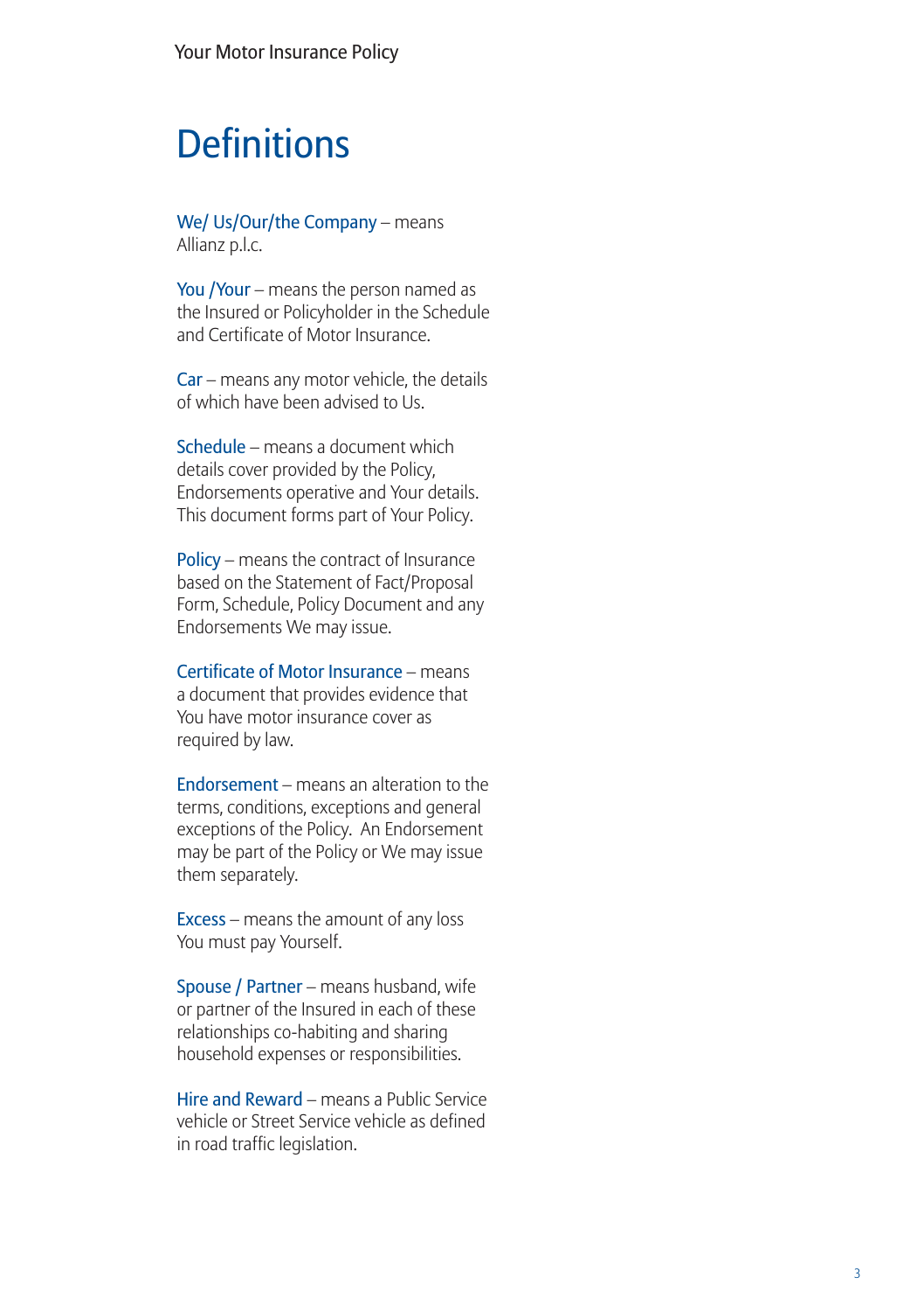# Definitions

**We/ Us/Our/the Company** – means Allianz p.l.c.

**You /Your** – means the person named as the Insured or Policyholder in the Schedule and Certificate of Motor Insurance.

**Car** – means any motor vehicle, the details of which have been advised to Us.

**Schedule** – means a document which details cover provided by the Policy, Endorsements operative and Your details. This document forms part of Your Policy.

**Policy** – means the contract of Insurance based on the Statement of Fact/Proposal Form, Schedule, Policy Document and any Endorsements We may issue.

**Certificate of Motor Insurance** – means a document that provides evidence that You have motor insurance cover as required by law.

**Endorsement** – means an alteration to the terms, conditions, exceptions and general exceptions of the Policy. An Endorsement may be part of the Policy or We may issue them separately.

**Excess** – means the amount of any loss You must pay Yourself.

**Spouse / Partner** – means husband, wife or partner of the Insured in each of these relationships co-habiting and sharing household expenses or responsibilities.

**Hire and Reward** – means a Public Service vehicle or Street Service vehicle as defined in road traffic legislation.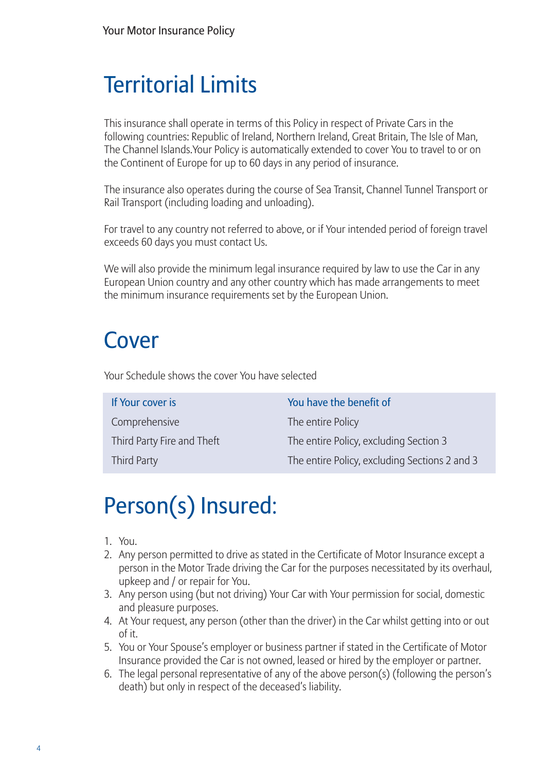# Territorial Limits

This insurance shall operate in terms of this Policy in respect of Private Cars in the following countries: Republic of Ireland, Northern Ireland, Great Britain, The Isle of Man, The Channel Islands.Your Policy is automatically extended to cover You to travel to or on the Continent of Europe for up to 60 days in any period of insurance.

The insurance also operates during the course of Sea Transit, Channel Tunnel Transport or Rail Transport (including loading and unloading).

For travel to any country not referred to above, or if Your intended period of foreign travel exceeds 60 days you must contact Us.

We will also provide the minimum legal insurance required by law to use the Car in any European Union country and any other country which has made arrangements to meet the minimum insurance requirements set by the European Union.

# Cover

Your Schedule shows the cover You have selected

| If Your cover is | You have the benefit of |
|---|---|
| Comprehensive | The entire Policy |
| Third Party Fire and Theft | The entire Policy, excluding Section 3 |
| Third Party | The entire Policy, excluding Sections 2 and 3 |

# Person(s) Insured:

1. You.
2. Any person permitted to drive as stated in the Certificate of Motor Insurance except a person in the Motor Trade driving the Car for the purposes necessitated by its overhaul, upkeep and / or repair for You.
3. Any person using (but not driving) Your Car with Your permission for social, domestic and pleasure purposes.
4. At Your request, any person (other than the driver) in the Car whilst getting into or out of it.
5. You or Your Spouse's employer or business partner if stated in the Certificate of Motor Insurance provided the Car is not owned, leased or hired by the employer or partner.
6. The legal personal representative of any of the above person(s) (following the person's death) but only in respect of the deceased's liability.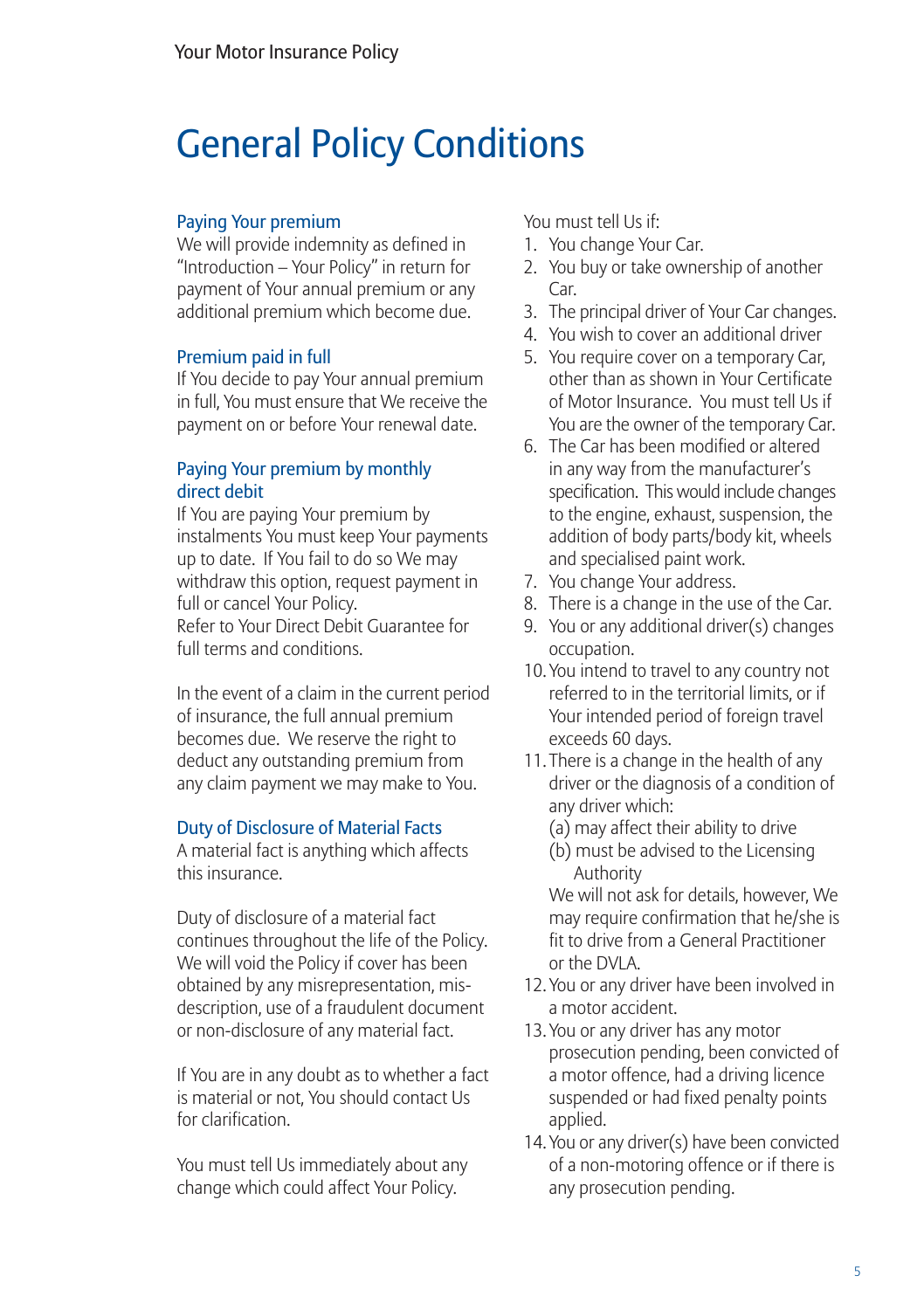# General Policy Conditions

### Paying Your premium

We will provide indemnity as defined in "Introduction – Your Policy" in return for payment of Your annual premium or any additional premium which become due.

### Premium paid in full

If You decide to pay Your annual premium in full, You must ensure that We receive the payment on or before Your renewal date.

### Paying Your premium by monthly direct debit

If You are paying Your premium by instalments You must keep Your payments up to date. If You fail to do so We may withdraw this option, request payment in full or cancel Your Policy.
Refer to Your Direct Debit Guarantee for full terms and conditions.

In the event of a claim in the current period of insurance, the full annual premium becomes due. We reserve the right to deduct any outstanding premium from any claim payment we may make to You.

### Duty of Disclosure of Material Facts

A material fact is anything which affects this insurance.

Duty of disclosure of a material fact continues throughout the life of the Policy. We will void the Policy if cover has been obtained by any misrepresentation, mis-description, use of a fraudulent document or non-disclosure of any material fact.

If You are in any doubt as to whether a fact is material or not, You should contact Us for clarification.

You must tell Us immediately about any change which could affect Your Policy.

You must tell Us if:

1. You change Your Car.
2. You buy or take ownership of another Car.
3. The principal driver of Your Car changes.
4. You wish to cover an additional driver
5. You require cover on a temporary Car, other than as shown in Your Certificate of Motor Insurance. You must tell Us if You are the owner of the temporary Car.
6. The Car has been modified or altered in any way from the manufacturer's specification. This would include changes to the engine, exhaust, suspension, the addition of body parts/body kit, wheels and specialised paint work.
7. You change Your address.
8. There is a change in the use of the Car.
9. You or any additional driver(s) changes occupation.
10. You intend to travel to any country not referred to in the territorial limits, or if Your intended period of foreign travel exceeds 60 days.
11. There is a change in the health of any driver or the diagnosis of a condition of any driver which:
    (a) may affect their ability to drive
    (b) must be advised to the Licensing Authority

    We will not ask for details, however, We may require confirmation that he/she is fit to drive from a General Practitioner or the DVLA.
12. You or any driver have been involved in a motor accident.
13. You or any driver has any motor prosecution pending, been convicted of a motor offence, had a driving licence suspended or had fixed penalty points applied.
14. You or any driver(s) have been convicted of a non-motoring offence or if there is any prosecution pending.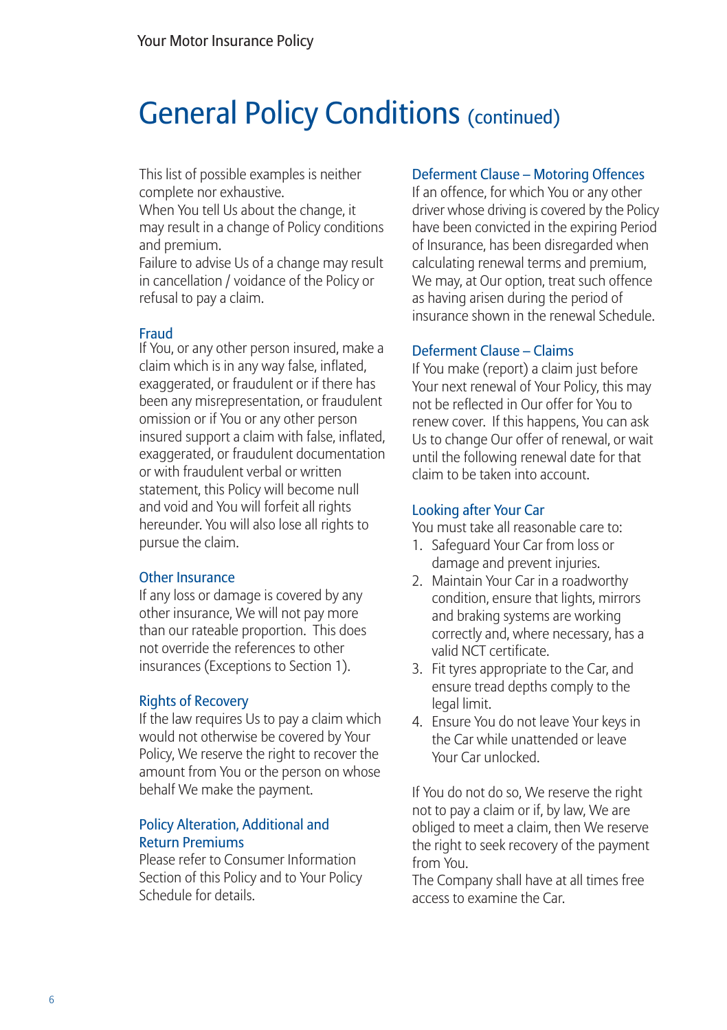# General Policy Conditions (continued)

This list of possible examples is neither complete nor exhaustive.
When You tell Us about the change, it may result in a change of Policy conditions and premium.
Failure to advise Us of a change may result in cancellation / voidance of the Policy or refusal to pay a claim.

### Fraud

If You, or any other person insured, make a claim which is in any way false, inflated, exaggerated, or fraudulent or if there has been any misrepresentation, or fraudulent omission or if You or any other person insured support a claim with false, inflated, exaggerated, or fraudulent documentation or with fraudulent verbal or written statement, this Policy will become null and void and You will forfeit all rights hereunder. You will also lose all rights to pursue the claim.

### Other Insurance

If any loss or damage is covered by any other insurance, We will not pay more than our rateable proportion. This does not override the references to other insurances (Exceptions to Section 1).

### Rights of Recovery

If the law requires Us to pay a claim which would not otherwise be covered by Your Policy, We reserve the right to recover the amount from You or the person on whose behalf We make the payment.

### Policy Alteration, Additional and Return Premiums

Please refer to Consumer Information Section of this Policy and to Your Policy Schedule for details.

### Deferment Clause – Motoring Offences

If an offence, for which You or any other driver whose driving is covered by the Policy have been convicted in the expiring Period of Insurance, has been disregarded when calculating renewal terms and premium, We may, at Our option, treat such offence as having arisen during the period of insurance shown in the renewal Schedule.

### Deferment Clause – Claims

If You make (report) a claim just before Your next renewal of Your Policy, this may not be reflected in Our offer for You to renew cover. If this happens, You can ask Us to change Our offer of renewal, or wait until the following renewal date for that claim to be taken into account.

### Looking after Your Car

You must take all reasonable care to:

1. Safeguard Your Car from loss or damage and prevent injuries.
2. Maintain Your Car in a roadworthy condition, ensure that lights, mirrors and braking systems are working correctly and, where necessary, has a valid NCT certificate.
3. Fit tyres appropriate to the Car, and ensure tread depths comply to the legal limit.
4. Ensure You do not leave Your keys in the Car while unattended or leave Your Car unlocked.

If You do not do so, We reserve the right not to pay a claim or if, by law, We are obliged to meet a claim, then We reserve the right to seek recovery of the payment from You.
The Company shall have at all times free access to examine the Car.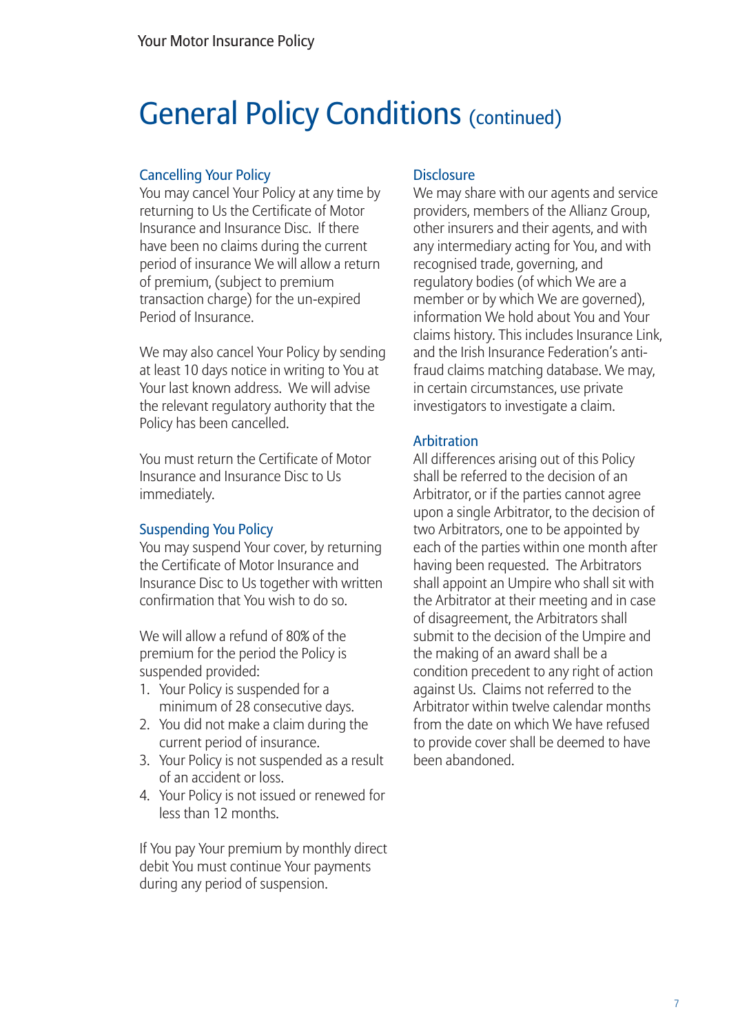# General Policy Conditions (continued)

### Cancelling Your Policy

You may cancel Your Policy at any time by returning to Us the Certificate of Motor Insurance and Insurance Disc. If there have been no claims during the current period of insurance We will allow a return of premium, (subject to premium transaction charge) for the un-expired Period of Insurance.

We may also cancel Your Policy by sending at least 10 days notice in writing to You at Your last known address. We will advise the relevant regulatory authority that the Policy has been cancelled.

You must return the Certificate of Motor Insurance and Insurance Disc to Us immediately.

### Suspending You Policy

You may suspend Your cover, by returning the Certificate of Motor Insurance and Insurance Disc to Us together with written confirmation that You wish to do so.

We will allow a refund of 80% of the premium for the period the Policy is suspended provided:

1. Your Policy is suspended for a minimum of 28 consecutive days.
2. You did not make a claim during the current period of insurance.
3. Your Policy is not suspended as a result of an accident or loss.
4. Your Policy is not issued or renewed for less than 12 months.

If You pay Your premium by monthly direct debit You must continue Your payments during any period of suspension.

### Disclosure

We may share with our agents and service providers, members of the Allianz Group, other insurers and their agents, and with any intermediary acting for You, and with recognised trade, governing, and regulatory bodies (of which We are a member or by which We are governed), information We hold about You and Your claims history. This includes Insurance Link, and the Irish Insurance Federation's anti-fraud claims matching database. We may, in certain circumstances, use private investigators to investigate a claim.

### Arbitration

All differences arising out of this Policy shall be referred to the decision of an Arbitrator, or if the parties cannot agree upon a single Arbitrator, to the decision of two Arbitrators, one to be appointed by each of the parties within one month after having been requested. The Arbitrators shall appoint an Umpire who shall sit with the Arbitrator at their meeting and in case of disagreement, the Arbitrators shall submit to the decision of the Umpire and the making of an award shall be a condition precedent to any right of action against Us. Claims not referred to the Arbitrator within twelve calendar months from the date on which We have refused to provide cover shall be deemed to have been abandoned.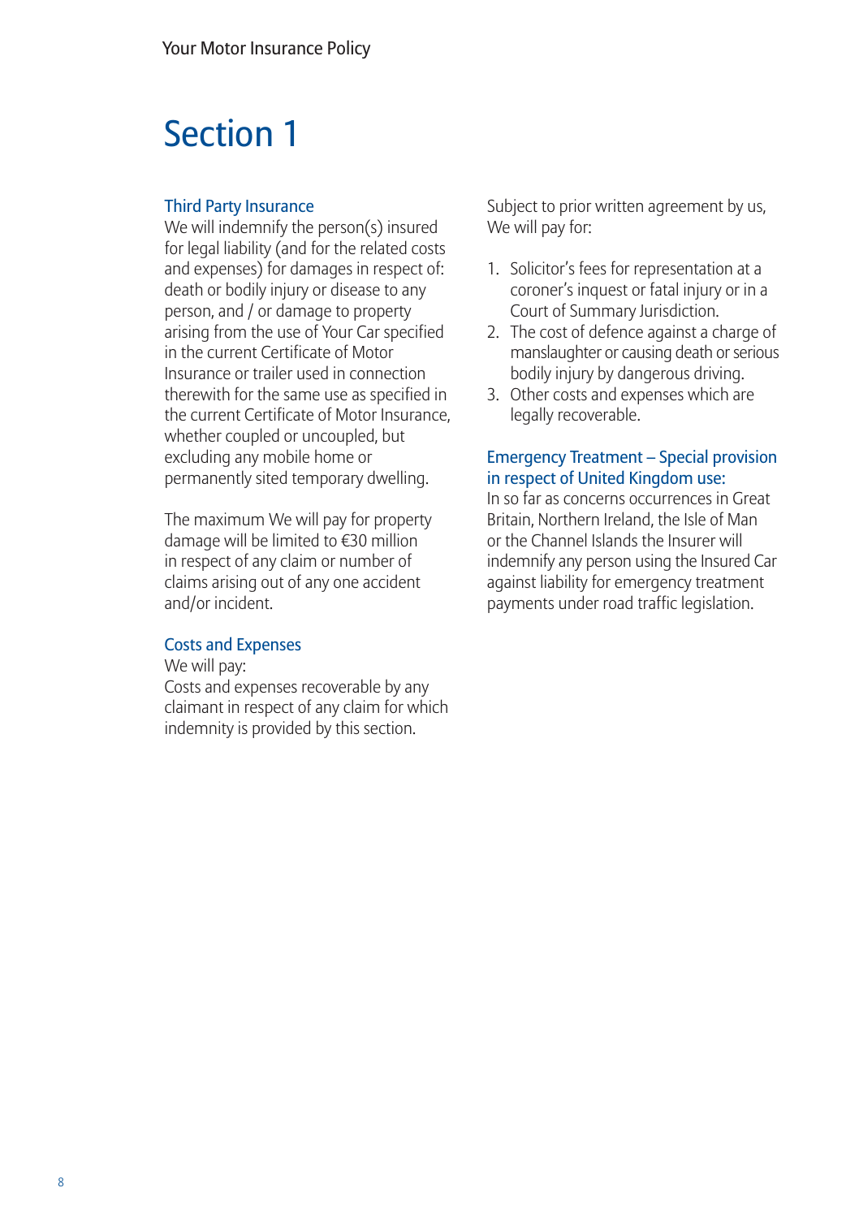# Section 1

### Third Party Insurance

We will indemnify the person(s) insured for legal liability (and for the related costs and expenses) for damages in respect of: death or bodily injury or disease to any person, and / or damage to property arising from the use of Your Car specified in the current Certificate of Motor Insurance or trailer used in connection therewith for the same use as specified in the current Certificate of Motor Insurance, whether coupled or uncoupled, but excluding any mobile home or permanently sited temporary dwelling.

The maximum We will pay for property damage will be limited to €30 million in respect of any claim or number of claims arising out of any one accident and/or incident.

### Costs and Expenses

We will pay:
Costs and expenses recoverable by any claimant in respect of any claim for which indemnity is provided by this section.

Subject to prior written agreement by us, We will pay for:

1. Solicitor's fees for representation at a coroner's inquest or fatal injury or in a Court of Summary Jurisdiction.
2. The cost of defence against a charge of manslaughter or causing death or serious bodily injury by dangerous driving.
3. Other costs and expenses which are legally recoverable.

### Emergency Treatment – Special provision in respect of United Kingdom use:

In so far as concerns occurrences in Great Britain, Northern Ireland, the Isle of Man or the Channel Islands the Insurer will indemnify any person using the Insured Car against liability for emergency treatment payments under road traffic legislation.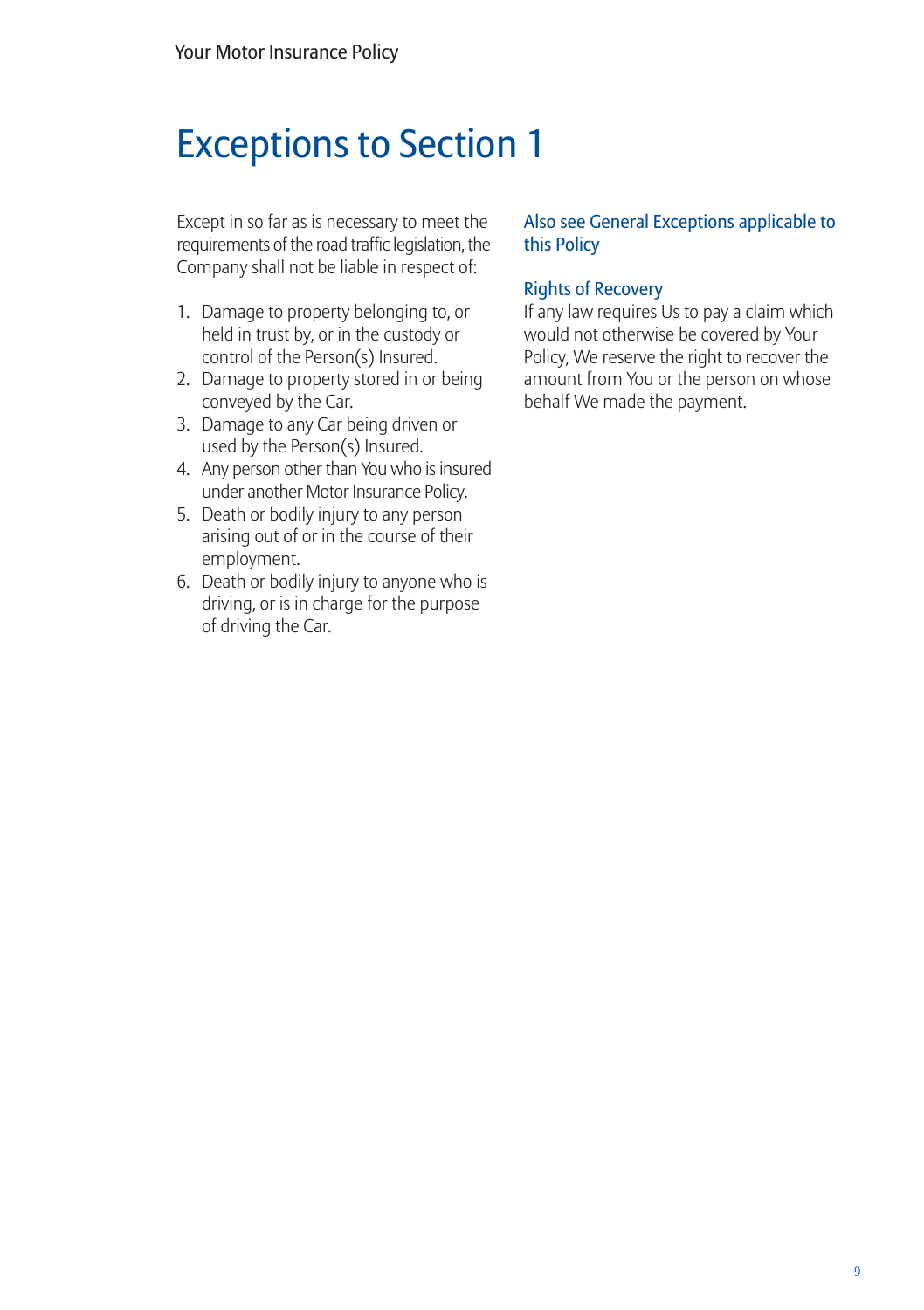# Exceptions to Section 1

Except in so far as is necessary to meet the requirements of the road traffic legislation, the Company shall not be liable in respect of:

1. Damage to property belonging to, or held in trust by, or in the custody or control of the Person(s) Insured.
2. Damage to property stored in or being conveyed by the Car.
3. Damage to any Car being driven or used by the Person(s) Insured.
4. Any person other than You who is insured under another Motor Insurance Policy.
5. Death or bodily injury to any person arising out of or in the course of their employment.
6. Death or bodily injury to anyone who is driving, or is in charge for the purpose of driving the Car.

### Also see General Exceptions applicable to this Policy

### Rights of Recovery

If any law requires Us to pay a claim which would not otherwise be covered by Your Policy, We reserve the right to recover the amount from You or the person on whose behalf We made the payment.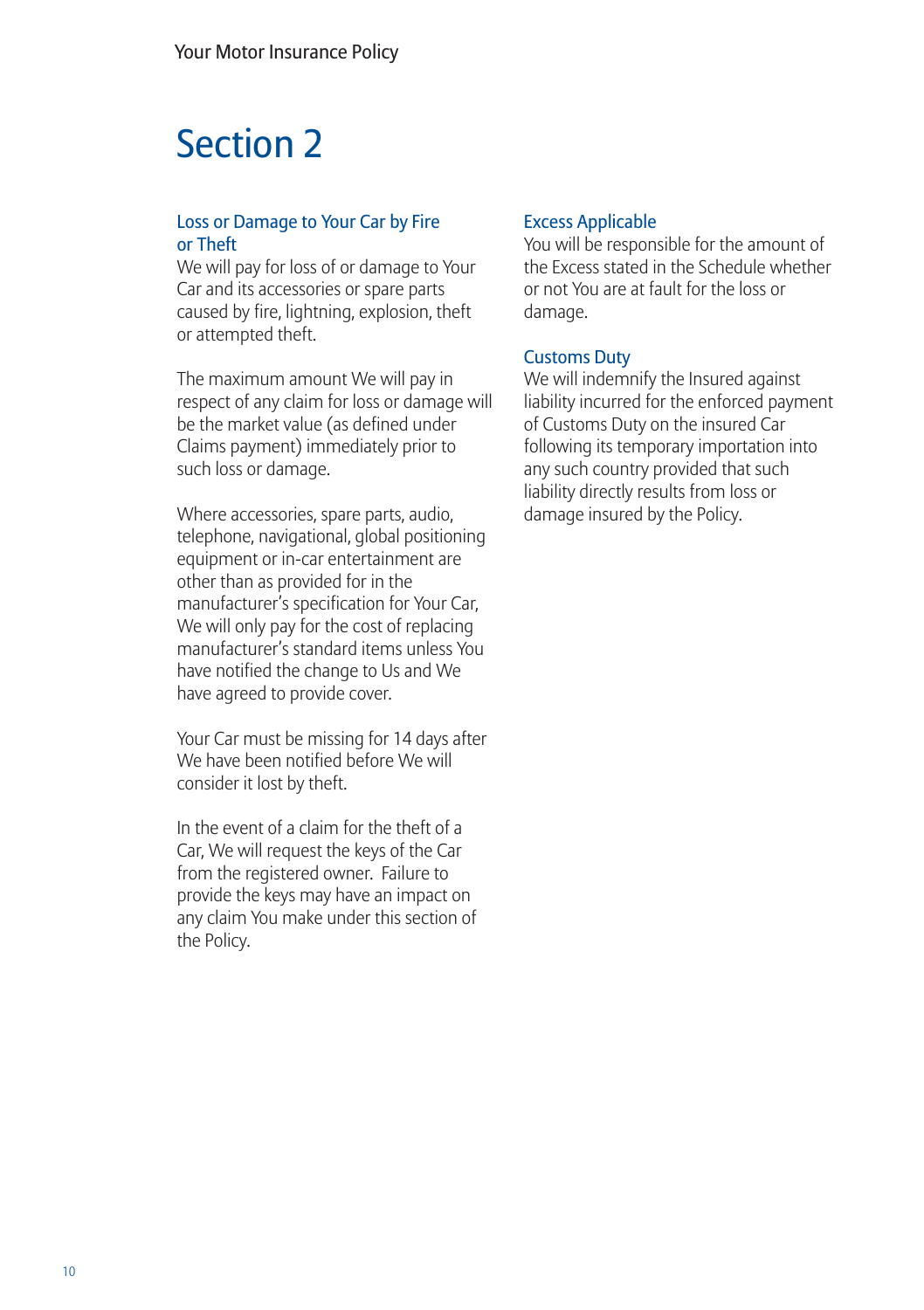# Section 2

### Loss or Damage to Your Car by Fire or Theft

We will pay for loss of or damage to Your Car and its accessories or spare parts caused by fire, lightning, explosion, theft or attempted theft.

The maximum amount We will pay in respect of any claim for loss or damage will be the market value (as defined under Claims payment) immediately prior to such loss or damage.

Where accessories, spare parts, audio, telephone, navigational, global positioning equipment or in-car entertainment are other than as provided for in the manufacturer's specification for Your Car, We will only pay for the cost of replacing manufacturer's standard items unless You have notified the change to Us and We have agreed to provide cover.

Your Car must be missing for 14 days after We have been notified before We will consider it lost by theft.

In the event of a claim for the theft of a Car, We will request the keys of the Car from the registered owner. Failure to provide the keys may have an impact on any claim You make under this section of the Policy.

### Excess Applicable

You will be responsible for the amount of the Excess stated in the Schedule whether or not You are at fault for the loss or damage.

### Customs Duty

We will indemnify the Insured against liability incurred for the enforced payment of Customs Duty on the insured Car following its temporary importation into any such country provided that such liability directly results from loss or damage insured by the Policy.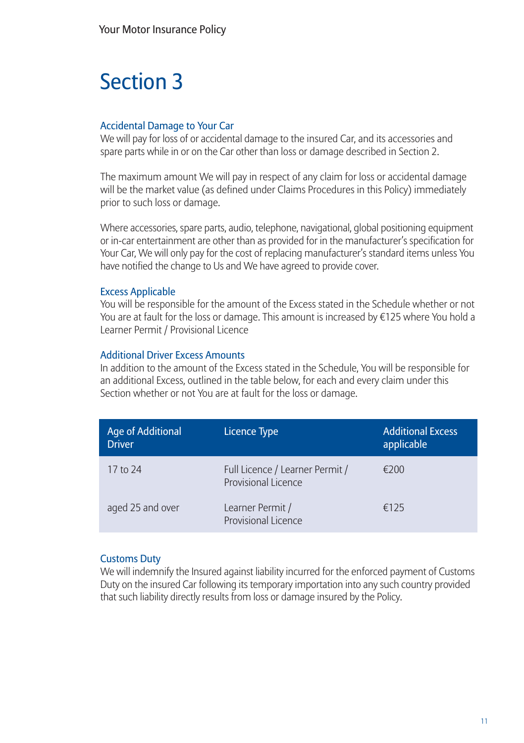# Section 3

### Accidental Damage to Your Car

We will pay for loss of or accidental damage to the insured Car, and its accessories and spare parts while in or on the Car other than loss or damage described in Section 2.

The maximum amount We will pay in respect of any claim for loss or accidental damage will be the market value (as defined under Claims Procedures in this Policy) immediately prior to such loss or damage.

Where accessories, spare parts, audio, telephone, navigational, global positioning equipment or in-car entertainment are other than as provided for in the manufacturer's specification for Your Car, We will only pay for the cost of replacing manufacturer's standard items unless You have notified the change to Us and We have agreed to provide cover.

### Excess Applicable

You will be responsible for the amount of the Excess stated in the Schedule whether or not You are at fault for the loss or damage. This amount is increased by €125 where You hold a Learner Permit / Provisional Licence

### Additional Driver Excess Amounts

In addition to the amount of the Excess stated in the Schedule, You will be responsible for an additional Excess, outlined in the table below, for each and every claim under this Section whether or not You are at fault for the loss or damage.

| Age of Additional Driver | Licence Type | Additional Excess applicable |
|---|---|---|
| 17 to 24 | Full Licence / Learner Permit / Provisional Licence | €200 |
| aged 25 and over | Learner Permit / Provisional Licence | €125 |

### Customs Duty

We will indemnify the Insured against liability incurred for the enforced payment of Customs Duty on the insured Car following its temporary importation into any such country provided that such liability directly results from loss or damage insured by the Policy.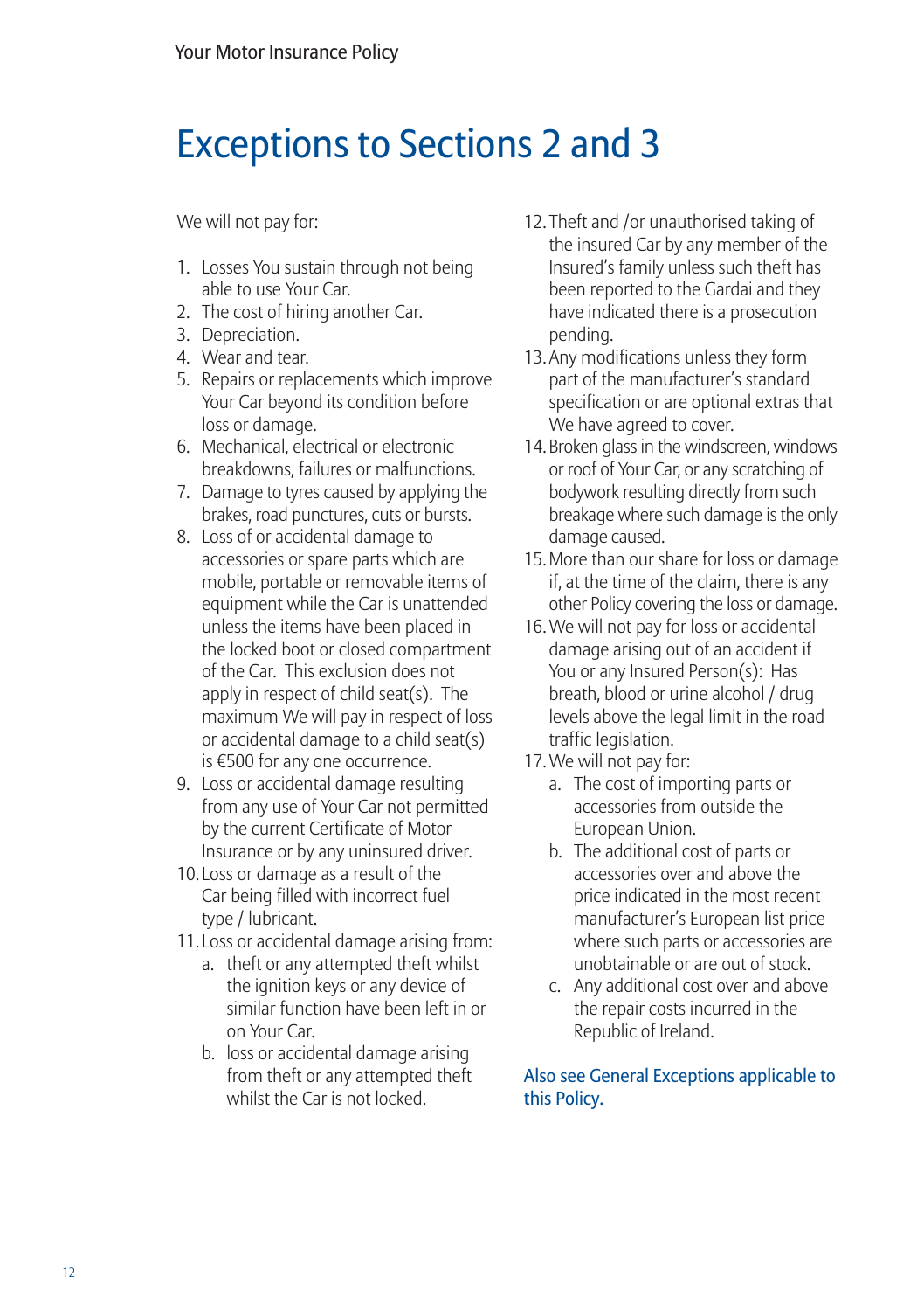# Exceptions to Sections 2 and 3

We will not pay for:

1. Losses You sustain through not being able to use Your Car.
2. The cost of hiring another Car.
3. Depreciation.
4. Wear and tear.
5. Repairs or replacements which improve Your Car beyond its condition before loss or damage.
6. Mechanical, electrical or electronic breakdowns, failures or malfunctions.
7. Damage to tyres caused by applying the brakes, road punctures, cuts or bursts.
8. Loss of or accidental damage to accessories or spare parts which are mobile, portable or removable items of equipment while the Car is unattended unless the items have been placed in the locked boot or closed compartment of the Car. This exclusion does not apply in respect of child seat(s). The maximum We will pay in respect of loss or accidental damage to a child seat(s) is €500 for any one occurrence.
9. Loss or accidental damage resulting from any use of Your Car not permitted by the current Certificate of Motor Insurance or by any uninsured driver.
10. Loss or damage as a result of the Car being filled with incorrect fuel type / lubricant.
11. Loss or accidental damage arising from:
    a. theft or any attempted theft whilst the ignition keys or any device of similar function have been left in or on Your Car.
    b. loss or accidental damage arising from theft or any attempted theft whilst the Car is not locked.
12. Theft and /or unauthorised taking of the insured Car by any member of the Insured's family unless such theft has been reported to the Gardai and they have indicated there is a prosecution pending.
13. Any modifications unless they form part of the manufacturer's standard specification or are optional extras that We have agreed to cover.
14. Broken glass in the windscreen, windows or roof of Your Car, or any scratching of bodywork resulting directly from such breakage where such damage is the only damage caused.
15. More than our share for loss or damage if, at the time of the claim, there is any other Policy covering the loss or damage.
16. We will not pay for loss or accidental damage arising out of an accident if You or any Insured Person(s): Has breath, blood or urine alcohol / drug levels above the legal limit in the road traffic legislation.
17. We will not pay for:
    a. The cost of importing parts or accessories from outside the European Union.
    b. The additional cost of parts or accessories over and above the price indicated in the most recent manufacturer's European list price where such parts or accessories are unobtainable or are out of stock.
    c. Any additional cost over and above the repair costs incurred in the Republic of Ireland.

Also see General Exceptions applicable to this Policy.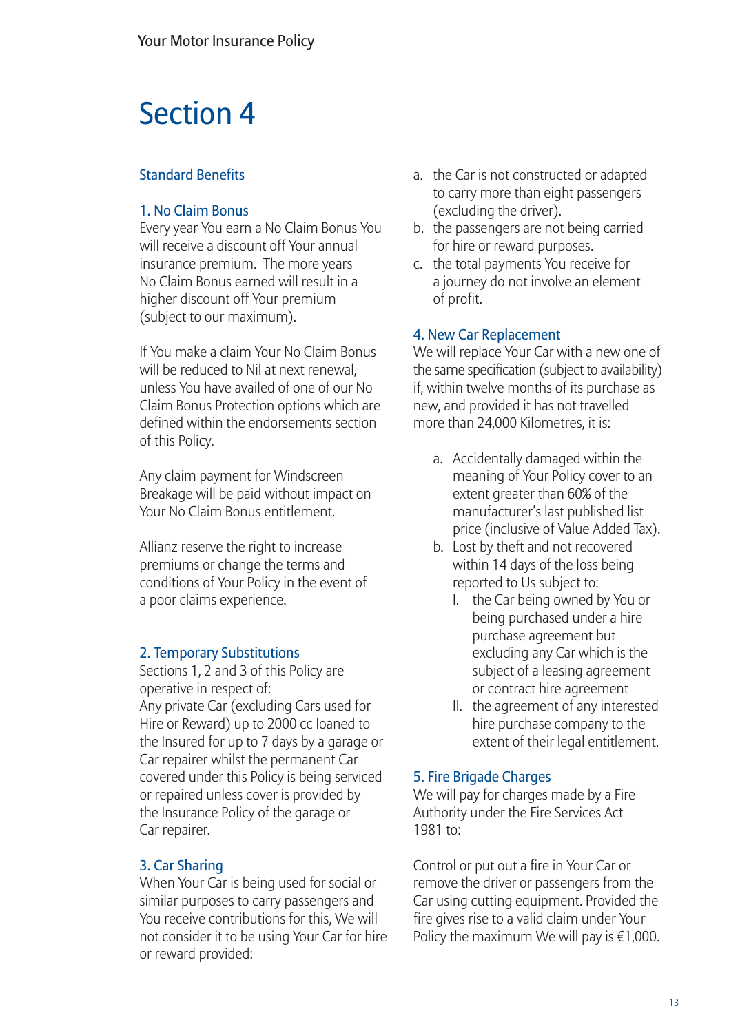# Section 4

## Standard Benefits

### 1. No Claim Bonus

Every year You earn a No Claim Bonus You will receive a discount off Your annual insurance premium. The more years No Claim Bonus earned will result in a higher discount off Your premium (subject to our maximum).

If You make a claim Your No Claim Bonus will be reduced to Nil at next renewal, unless You have availed of one of our No Claim Bonus Protection options which are defined within the endorsements section of this Policy.

Any claim payment for Windscreen Breakage will be paid without impact on Your No Claim Bonus entitlement.

Allianz reserve the right to increase premiums or change the terms and conditions of Your Policy in the event of a poor claims experience.

### 2. Temporary Substitutions

Sections 1, 2 and 3 of this Policy are operative in respect of:
Any private Car (excluding Cars used for Hire or Reward) up to 2000 cc loaned to the Insured for up to 7 days by a garage or Car repairer whilst the permanent Car covered under this Policy is being serviced or repaired unless cover is provided by the Insurance Policy of the garage or Car repairer.

### 3. Car Sharing

When Your Car is being used for social or similar purposes to carry passengers and You receive contributions for this, We will not consider it to be using Your Car for hire or reward provided:

a. the Car is not constructed or adapted to carry more than eight passengers (excluding the driver).
b. the passengers are not being carried for hire or reward purposes.
c. the total payments You receive for a journey do not involve an element of profit.

### 4. New Car Replacement

We will replace Your Car with a new one of the same specification (subject to availability) if, within twelve months of its purchase as new, and provided it has not travelled more than 24,000 Kilometres, it is:

a. Accidentally damaged within the meaning of Your Policy cover to an extent greater than 60% of the manufacturer's last published list price (inclusive of Value Added Tax).
b. Lost by theft and not recovered within 14 days of the loss being reported to Us subject to:
   I. the Car being owned by You or being purchased under a hire purchase agreement but excluding any Car which is the subject of a leasing agreement or contract hire agreement
   II. the agreement of any interested hire purchase company to the extent of their legal entitlement.

### 5. Fire Brigade Charges

We will pay for charges made by a Fire Authority under the Fire Services Act 1981 to:

Control or put out a fire in Your Car or remove the driver or passengers from the Car using cutting equipment. Provided the fire gives rise to a valid claim under Your Policy the maximum We will pay is €1,000.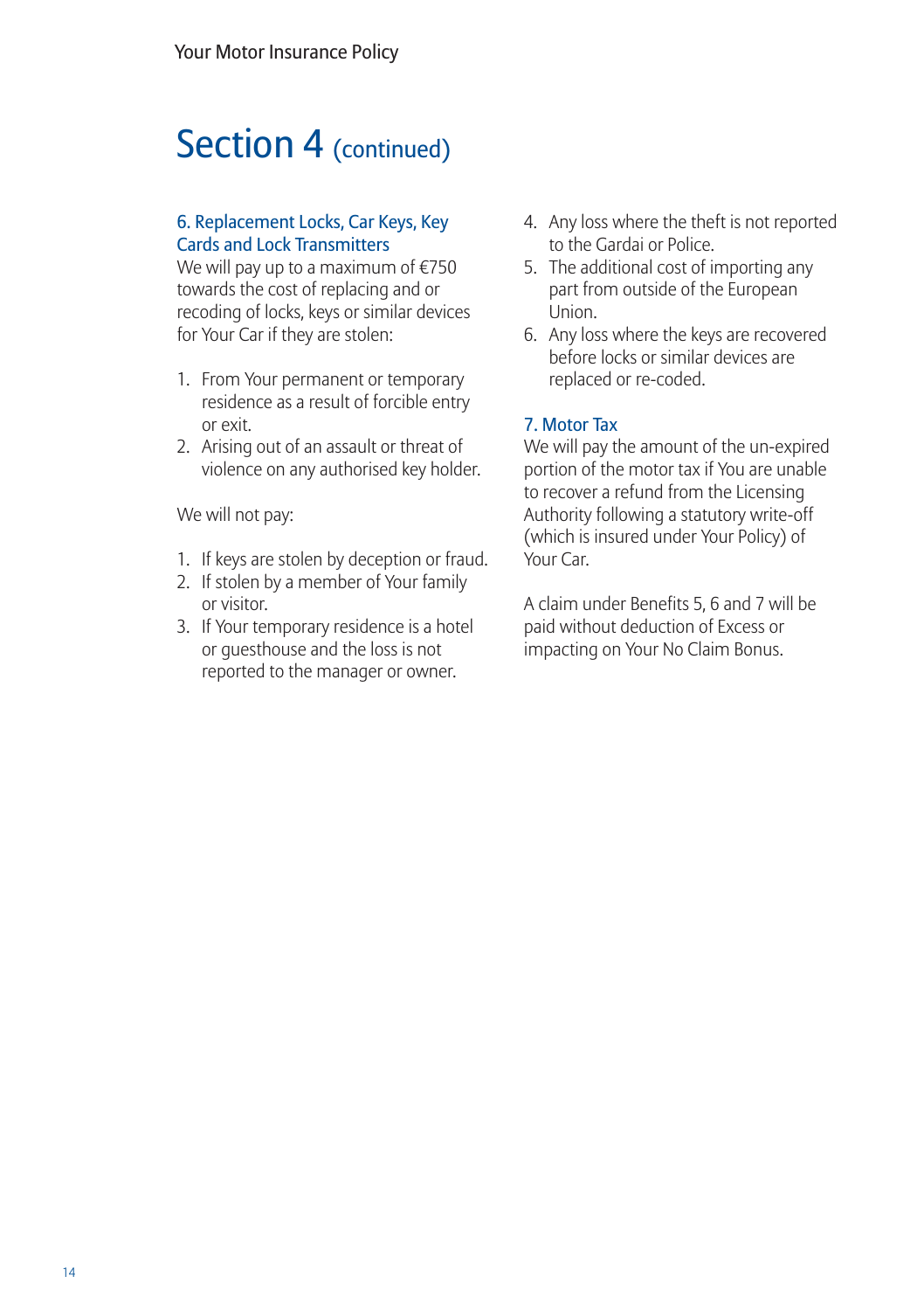# Section 4 (continued)

### 6. Replacement Locks, Car Keys, Key Cards and Lock Transmitters

We will pay up to a maximum of €750 towards the cost of replacing and or recoding of locks, keys or similar devices for Your Car if they are stolen:

1. From Your permanent or temporary residence as a result of forcible entry or exit.
2. Arising out of an assault or threat of violence on any authorised key holder.

We will not pay:

1. If keys are stolen by deception or fraud.
2. If stolen by a member of Your family or visitor.
3. If Your temporary residence is a hotel or guesthouse and the loss is not reported to the manager or owner.
4. Any loss where the theft is not reported to the Gardai or Police.
5. The additional cost of importing any part from outside of the European Union.
6. Any loss where the keys are recovered before locks or similar devices are replaced or re-coded.

### 7. Motor Tax

We will pay the amount of the un-expired portion of the motor tax if You are unable to recover a refund from the Licensing Authority following a statutory write-off (which is insured under Your Policy) of Your Car.

A claim under Benefits 5, 6 and 7 will be paid without deduction of Excess or impacting on Your No Claim Bonus.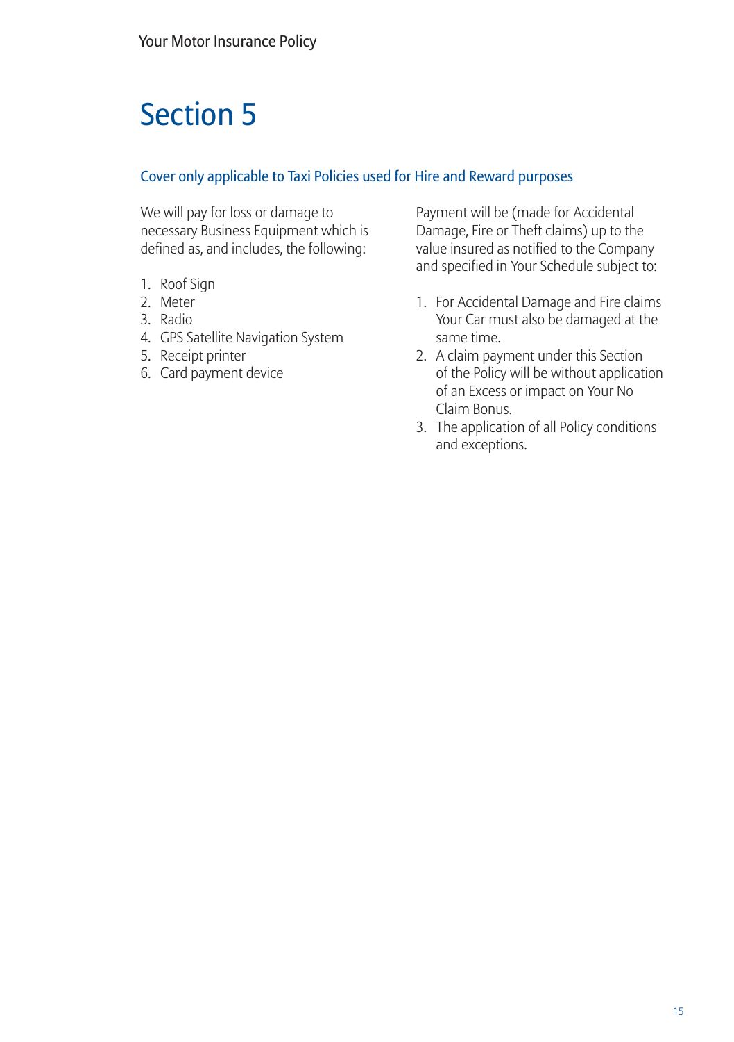# Section 5

## Cover only applicable to Taxi Policies used for Hire and Reward purposes

We will pay for loss or damage to necessary Business Equipment which is defined as, and includes, the following:

1. Roof Sign
2. Meter
3. Radio
4. GPS Satellite Navigation System
5. Receipt printer
6. Card payment device

Payment will be (made for Accidental Damage, Fire or Theft claims) up to the value insured as notified to the Company and specified in Your Schedule subject to:

1. For Accidental Damage and Fire claims Your Car must also be damaged at the same time.
2. A claim payment under this Section of the Policy will be without application of an Excess or impact on Your No Claim Bonus.
3. The application of all Policy conditions and exceptions.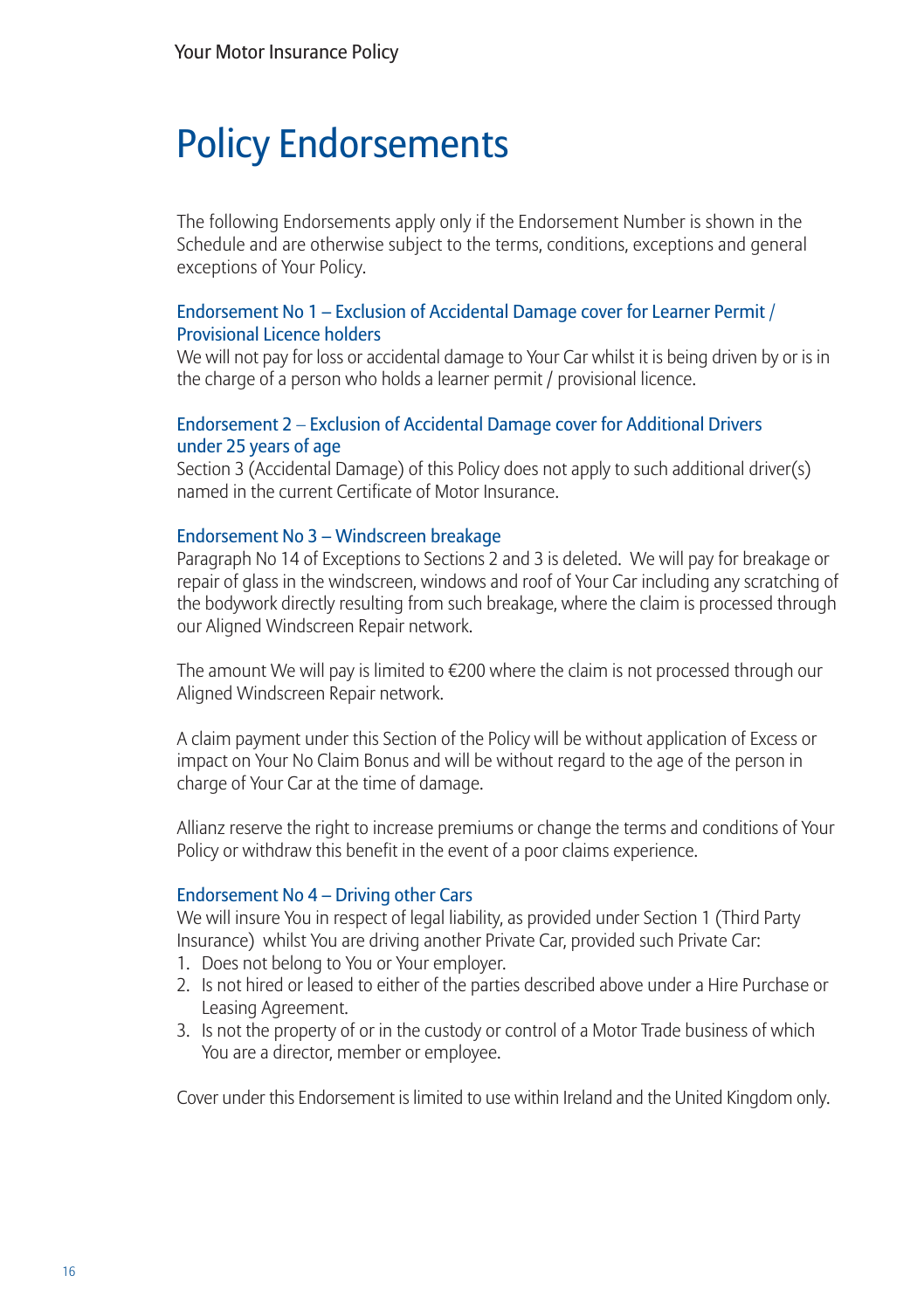# Policy Endorsements

The following Endorsements apply only if the Endorsement Number is shown in the Schedule and are otherwise subject to the terms, conditions, exceptions and general exceptions of Your Policy.

### Endorsement No 1 – Exclusion of Accidental Damage cover for Learner Permit / Provisional Licence holders

We will not pay for loss or accidental damage to Your Car whilst it is being driven by or is in the charge of a person who holds a learner permit / provisional licence.

### Endorsement 2 – Exclusion of Accidental Damage cover for Additional Drivers under 25 years of age

Section 3 (Accidental Damage) of this Policy does not apply to such additional driver(s) named in the current Certificate of Motor Insurance.

### Endorsement No 3 – Windscreen breakage

Paragraph No 14 of Exceptions to Sections 2 and 3 is deleted. We will pay for breakage or repair of glass in the windscreen, windows and roof of Your Car including any scratching of the bodywork directly resulting from such breakage, where the claim is processed through our Aligned Windscreen Repair network.

The amount We will pay is limited to €200 where the claim is not processed through our Aligned Windscreen Repair network.

A claim payment under this Section of the Policy will be without application of Excess or impact on Your No Claim Bonus and will be without regard to the age of the person in charge of Your Car at the time of damage.

Allianz reserve the right to increase premiums or change the terms and conditions of Your Policy or withdraw this benefit in the event of a poor claims experience.

### Endorsement No 4 – Driving other Cars

We will insure You in respect of legal liability, as provided under Section 1 (Third Party Insurance) whilst You are driving another Private Car, provided such Private Car:

1. Does not belong to You or Your employer.
2. Is not hired or leased to either of the parties described above under a Hire Purchase or Leasing Agreement.
3. Is not the property of or in the custody or control of a Motor Trade business of which You are a director, member or employee.

Cover under this Endorsement is limited to use within Ireland and the United Kingdom only.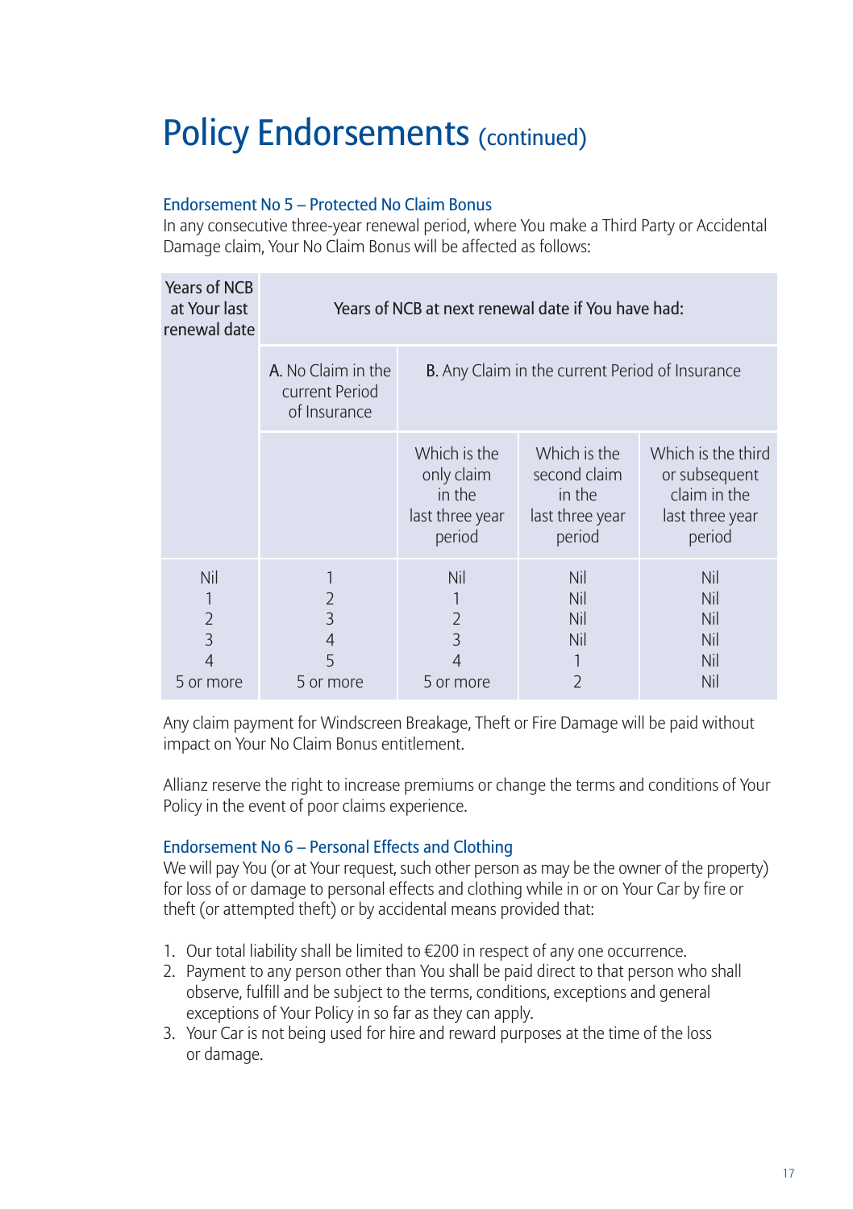# Policy Endorsements (continued)

### Endorsement No 5 – Protected No Claim Bonus

In any consecutive three-year renewal period, where You make a Third Party or Accidental Damage claim, Your No Claim Bonus will be affected as follows:

| Years of NCB at Your last renewal date | Years of NCB at next renewal date if You have had: | | | |
|---|---|---|---|---|
| | A. No Claim in the current Period of Insurance | B. Any Claim in the current Period of Insurance | | |
| | | Which is the only claim in the last three year period | Which is the second claim in the last three year period | Which is the third or subsequent claim in the last three year period |
| Nil | 1 | Nil | Nil | Nil |
| 1 | 2 | 1 | Nil | Nil |
| 2 | 3 | 2 | Nil | Nil |
| 3 | 4 | 3 | Nil | Nil |
| 4 | 5 | 4 | 1 | Nil |
| 5 or more | 5 or more | 5 or more | 2 | Nil |

Any claim payment for Windscreen Breakage, Theft or Fire Damage will be paid without impact on Your No Claim Bonus entitlement.

Allianz reserve the right to increase premiums or change the terms and conditions of Your Policy in the event of poor claims experience.

### Endorsement No 6 – Personal Effects and Clothing

We will pay You (or at Your request, such other person as may be the owner of the property) for loss of or damage to personal effects and clothing while in or on Your Car by fire or theft (or attempted theft) or by accidental means provided that:

1. Our total liability shall be limited to €200 in respect of any one occurrence.
2. Payment to any person other than You shall be paid direct to that person who shall observe, fulfill and be subject to the terms, conditions, exceptions and general exceptions of Your Policy in so far as they can apply.
3. Your Car is not being used for hire and reward purposes at the time of the loss or damage.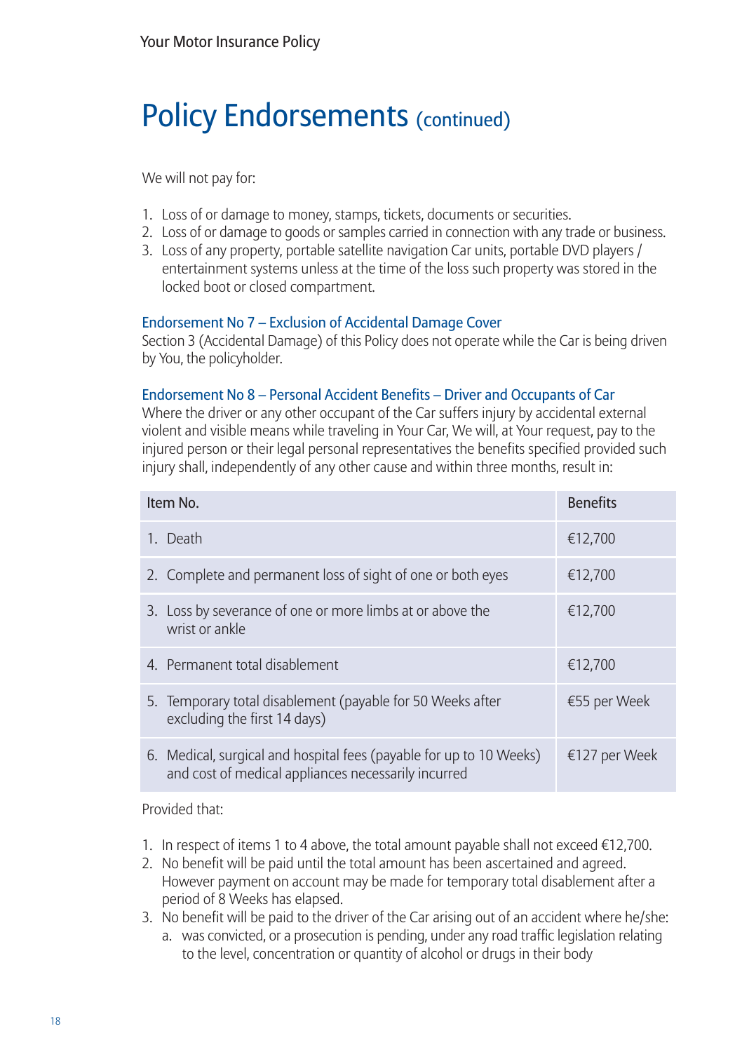# Policy Endorsements (continued)

We will not pay for:

1. Loss of or damage to money, stamps, tickets, documents or securities.
2. Loss of or damage to goods or samples carried in connection with any trade or business.
3. Loss of any property, portable satellite navigation Car units, portable DVD players / entertainment systems unless at the time of the loss such property was stored in the locked boot or closed compartment.

### Endorsement No 7 – Exclusion of Accidental Damage Cover

Section 3 (Accidental Damage) of this Policy does not operate while the Car is being driven by You, the policyholder.

### Endorsement No 8 – Personal Accident Benefits – Driver and Occupants of Car

Where the driver or any other occupant of the Car suffers injury by accidental external violent and visible means while traveling in Your Car, We will, at Your request, pay to the injured person or their legal personal representatives the benefits specified provided such injury shall, independently of any other cause and within three months, result in:

| Item No. | Benefits |
|---|---|
| 1. Death | €12,700 |
| 2. Complete and permanent loss of sight of one or both eyes | €12,700 |
| 3. Loss by severance of one or more limbs at or above the wrist or ankle | €12,700 |
| 4. Permanent total disablement | €12,700 |
| 5. Temporary total disablement (payable for 50 Weeks after excluding the first 14 days) | €55 per Week |
| 6. Medical, surgical and hospital fees (payable for up to 10 Weeks) and cost of medical appliances necessarily incurred | €127 per Week |

Provided that:

1. In respect of items 1 to 4 above, the total amount payable shall not exceed €12,700.
2. No benefit will be paid until the total amount has been ascertained and agreed. However payment on account may be made for temporary total disablement after a period of 8 Weeks has elapsed.
3. No benefit will be paid to the driver of the Car arising out of an accident where he/she:
   a. was convicted, or a prosecution is pending, under any road traffic legislation relating to the level, concentration or quantity of alcohol or drugs in their body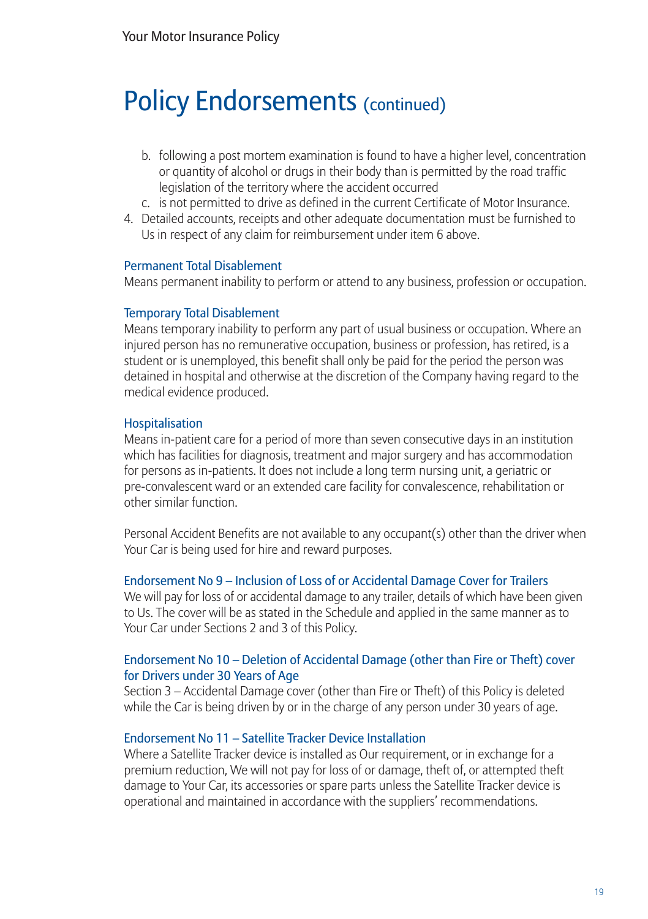# Policy Endorsements (continued)

   b. following a post mortem examination is found to have a higher level, concentration or quantity of alcohol or drugs in their body than is permitted by the road traffic legislation of the territory where the accident occurred
   c. is not permitted to drive as defined in the current Certificate of Motor Insurance.

4. Detailed accounts, receipts and other adequate documentation must be furnished to Us in respect of any claim for reimbursement under item 6 above.

### Permanent Total Disablement

Means permanent inability to perform or attend to any business, profession or occupation.

### Temporary Total Disablement

Means temporary inability to perform any part of usual business or occupation. Where an injured person has no remunerative occupation, business or profession, has retired, is a student or is unemployed, this benefit shall only be paid for the period the person was detained in hospital and otherwise at the discretion of the Company having regard to the medical evidence produced.

### Hospitalisation

Means in-patient care for a period of more than seven consecutive days in an institution which has facilities for diagnosis, treatment and major surgery and has accommodation for persons as in-patients. It does not include a long term nursing unit, a geriatric or pre-convalescent ward or an extended care facility for convalescence, rehabilitation or other similar function.

Personal Accident Benefits are not available to any occupant(s) other than the driver when Your Car is being used for hire and reward purposes.

### Endorsement No 9 – Inclusion of Loss of or Accidental Damage Cover for Trailers

We will pay for loss of or accidental damage to any trailer, details of which have been given to Us. The cover will be as stated in the Schedule and applied in the same manner as to Your Car under Sections 2 and 3 of this Policy.

### Endorsement No 10 – Deletion of Accidental Damage (other than Fire or Theft) cover for Drivers under 30 Years of Age

Section 3 – Accidental Damage cover (other than Fire or Theft) of this Policy is deleted while the Car is being driven by or in the charge of any person under 30 years of age.

### Endorsement No 11 – Satellite Tracker Device Installation

Where a Satellite Tracker device is installed as Our requirement, or in exchange for a premium reduction, We will not pay for loss of or damage, theft of, or attempted theft damage to Your Car, its accessories or spare parts unless the Satellite Tracker device is operational and maintained in accordance with the suppliers' recommendations.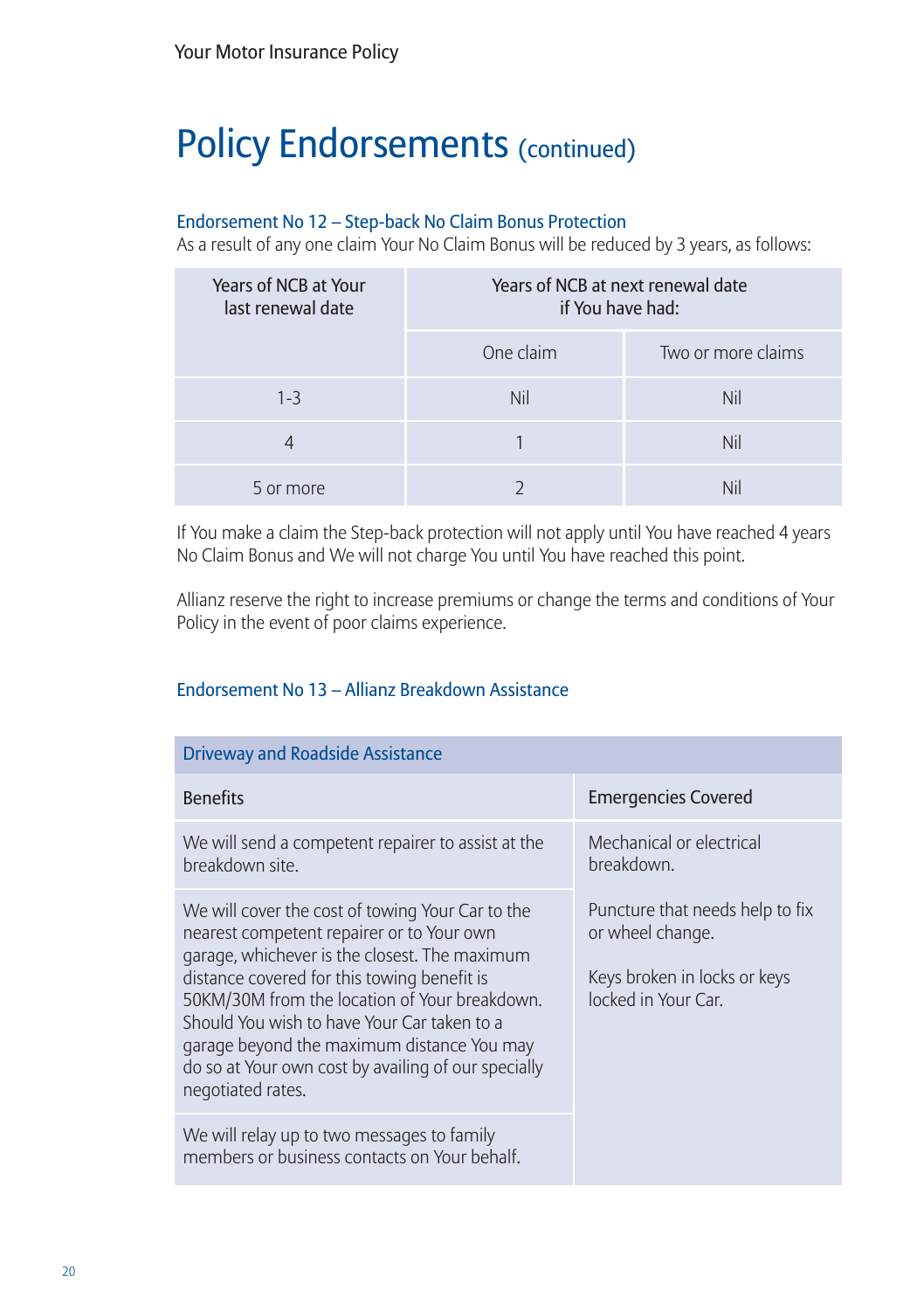# Policy Endorsements (continued)

### Endorsement No 12 – Step-back No Claim Bonus Protection

As a result of any one claim Your No Claim Bonus will be reduced by 3 years, as follows:

| Years of NCB at Your last renewal date | Years of NCB at next renewal date if You have had: | |
|---|---|---|
| | One claim | Two or more claims |
| 1-3 | Nil | Nil |
| 4 | 1 | Nil |
| 5 or more | 2 | Nil |

If You make a claim the Step-back protection will not apply until You have reached 4 years No Claim Bonus and We will not charge You until You have reached this point.

Allianz reserve the right to increase premiums or change the terms and conditions of Your Policy in the event of poor claims experience.

### Endorsement No 13 – Allianz Breakdown Assistance

| Driveway and Roadside Assistance | |
|---|---|
| Benefits | Emergencies Covered |
| We will send a competent repairer to assist at the breakdown site. | Mechanical or electrical breakdown.<br><br>Puncture that needs help to fix or wheel change.<br><br>Keys broken in locks or keys locked in Your Car. |
| We will cover the cost of towing Your Car to the nearest competent repairer or to Your own garage, whichever is the closest. The maximum distance covered for this towing benefit is 50KM/30M from the location of Your breakdown. Should You wish to have Your Car taken to a garage beyond the maximum distance You may do so at Your own cost by availing of our specially negotiated rates. | |
| We will relay up to two messages to family members or business contacts on Your behalf. | |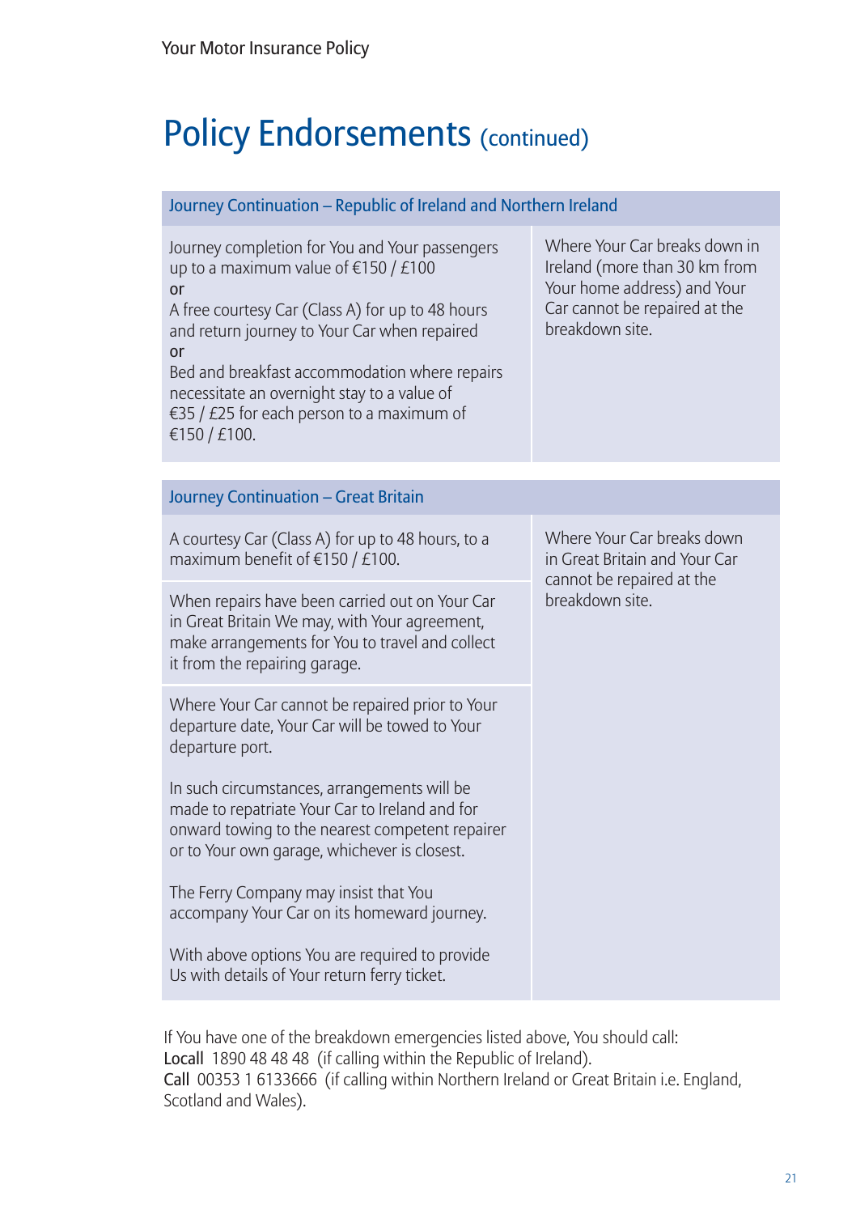# Policy Endorsements (continued)

| Journey Continuation – Republic of Ireland and Northern Ireland | |
|---|---|
| Journey completion for You and Your passengers up to a maximum value of €150 / £100<br>or<br>A free courtesy Car (Class A) for up to 48 hours and return journey to Your Car when repaired<br>or<br>Bed and breakfast accommodation where repairs necessitate an overnight stay to a value of €35 / £25 for each person to a maximum of €150 / £100. | Where Your Car breaks down in Ireland (more than 30 km from Your home address) and Your Car cannot be repaired at the breakdown site. |

| Journey Continuation – Great Britain | |
|---|---|
| A courtesy Car (Class A) for up to 48 hours, to a maximum benefit of €150 / £100. | Where Your Car breaks down in Great Britain and Your Car cannot be repaired at the breakdown site. |
| When repairs have been carried out on Your Car in Great Britain We may, with Your agreement, make arrangements for You to travel and collect it from the repairing garage. | |
| Where Your Car cannot be repaired prior to Your departure date, Your Car will be towed to Your departure port.<br><br>In such circumstances, arrangements will be made to repatriate Your Car to Ireland and for onward towing to the nearest competent repairer or to Your own garage, whichever is closest.<br><br>The Ferry Company may insist that You accompany Your Car on its homeward journey.<br><br>With above options You are required to provide Us with details of Your return ferry ticket. | |

If You have one of the breakdown emergencies listed above, You should call:
**Locall** 1890 48 48 48 (if calling within the Republic of Ireland).
**Call** 00353 1 6133666 (if calling within Northern Ireland or Great Britain i.e. England, Scotland and Wales).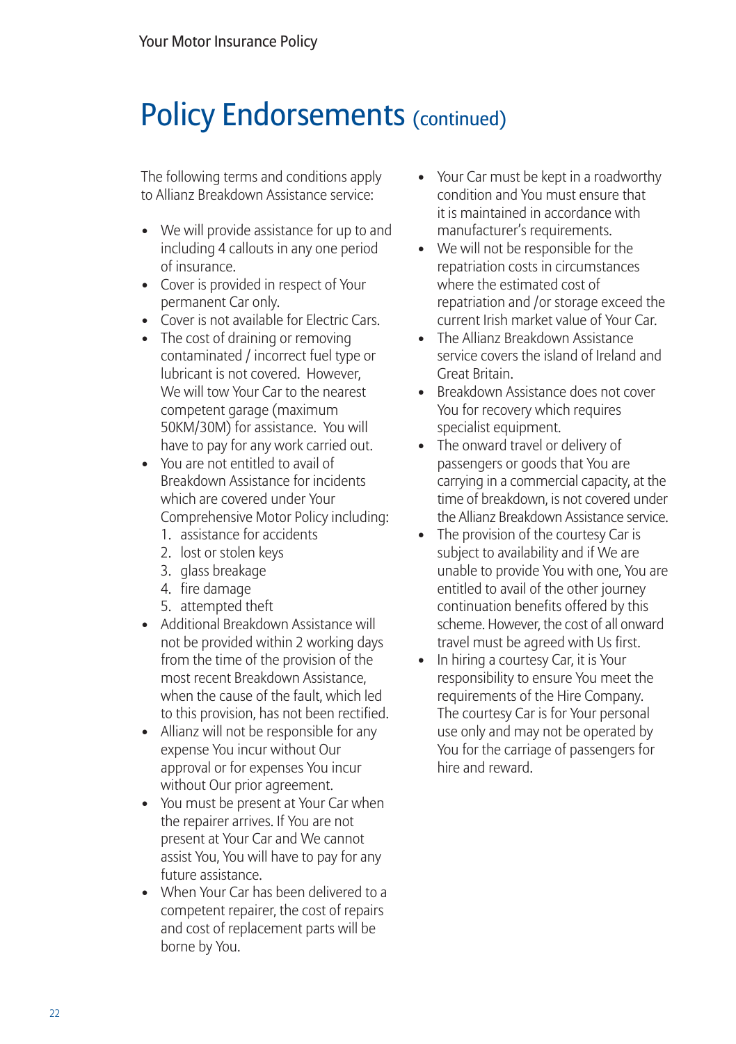# Policy Endorsements (continued)

The following terms and conditions apply to Allianz Breakdown Assistance service:

- We will provide assistance for up to and including 4 callouts in any one period of insurance.
- Cover is provided in respect of Your permanent Car only.
- Cover is not available for Electric Cars.
- The cost of draining or removing contaminated / incorrect fuel type or lubricant is not covered. However, We will tow Your Car to the nearest competent garage (maximum 50KM/30M) for assistance. You will have to pay for any work carried out.
- You are not entitled to avail of Breakdown Assistance for incidents which are covered under Your Comprehensive Motor Policy including:
  1. assistance for accidents
  2. lost or stolen keys
  3. glass breakage
  4. fire damage
  5. attempted theft
- Additional Breakdown Assistance will not be provided within 2 working days from the time of the provision of the most recent Breakdown Assistance, when the cause of the fault, which led to this provision, has not been rectified.
- Allianz will not be responsible for any expense You incur without Our approval or for expenses You incur without Our prior agreement.
- You must be present at Your Car when the repairer arrives. If You are not present at Your Car and We cannot assist You, You will have to pay for any future assistance.
- When Your Car has been delivered to a competent repairer, the cost of repairs and cost of replacement parts will be borne by You.
- Your Car must be kept in a roadworthy condition and You must ensure that it is maintained in accordance with manufacturer's requirements.
- We will not be responsible for the repatriation costs in circumstances where the estimated cost of repatriation and /or storage exceed the current Irish market value of Your Car.
- The Allianz Breakdown Assistance service covers the island of Ireland and Great Britain.
- Breakdown Assistance does not cover You for recovery which requires specialist equipment.
- The onward travel or delivery of passengers or goods that You are carrying in a commercial capacity, at the time of breakdown, is not covered under the Allianz Breakdown Assistance service.
- The provision of the courtesy Car is subject to availability and if We are unable to provide You with one, You are entitled to avail of the other journey continuation benefits offered by this scheme. However, the cost of all onward travel must be agreed with Us first.
- In hiring a courtesy Car, it is Your responsibility to ensure You meet the requirements of the Hire Company. The courtesy Car is for Your personal use only and may not be operated by You for the carriage of passengers for hire and reward.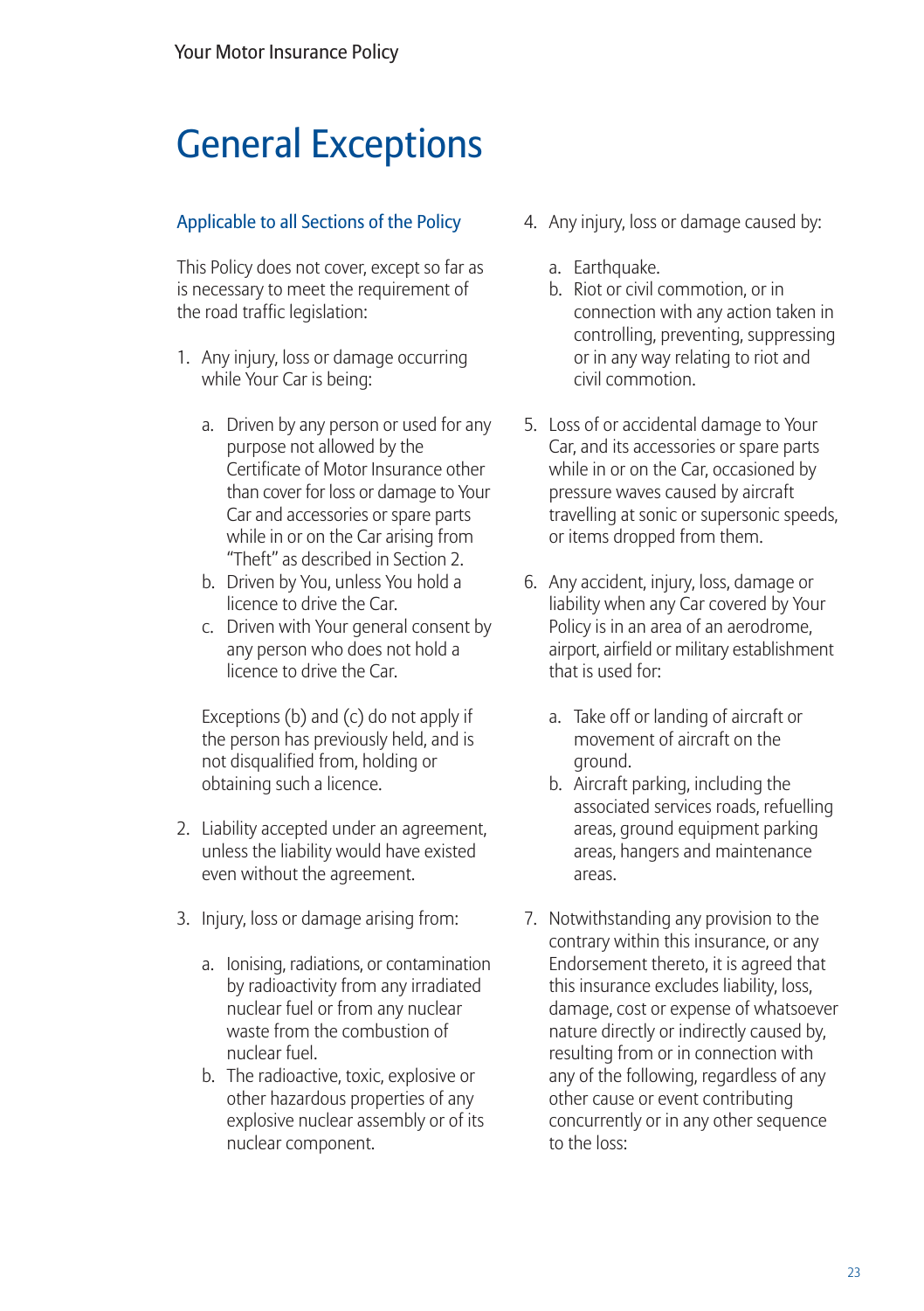# General Exceptions

## Applicable to all Sections of the Policy

This Policy does not cover, except so far as is necessary to meet the requirement of the road traffic legislation:

1. Any injury, loss or damage occurring while Your Car is being:

   a. Driven by any person or used for any purpose not allowed by the Certificate of Motor Insurance other than cover for loss or damage to Your Car and accessories or spare parts while in or on the Car arising from "Theft" as described in Section 2.
   b. Driven by You, unless You hold a licence to drive the Car.
   c. Driven with Your general consent by any person who does not hold a licence to drive the Car.

   Exceptions (b) and (c) do not apply if the person has previously held, and is not disqualified from, holding or obtaining such a licence.

2. Liability accepted under an agreement, unless the liability would have existed even without the agreement.

3. Injury, loss or damage arising from:

   a. Ionising, radiations, or contamination by radioactivity from any irradiated nuclear fuel or from any nuclear waste from the combustion of nuclear fuel.
   b. The radioactive, toxic, explosive or other hazardous properties of any explosive nuclear assembly or of its nuclear component.

4. Any injury, loss or damage caused by:

   a. Earthquake.
   b. Riot or civil commotion, or in connection with any action taken in controlling, preventing, suppressing or in any way relating to riot and civil commotion.

5. Loss of or accidental damage to Your Car, and its accessories or spare parts while in or on the Car, occasioned by pressure waves caused by aircraft travelling at sonic or supersonic speeds, or items dropped from them.

6. Any accident, injury, loss, damage or liability when any Car covered by Your Policy is in an area of an aerodrome, airport, airfield or military establishment that is used for:

   a. Take off or landing of aircraft or movement of aircraft on the ground.
   b. Aircraft parking, including the associated services roads, refuelling areas, ground equipment parking areas, hangers and maintenance areas.

7. Notwithstanding any provision to the contrary within this insurance, or any Endorsement thereto, it is agreed that this insurance excludes liability, loss, damage, cost or expense of whatsoever nature directly or indirectly caused by, resulting from or in connection with any of the following, regardless of any other cause or event contributing concurrently or in any other sequence to the loss: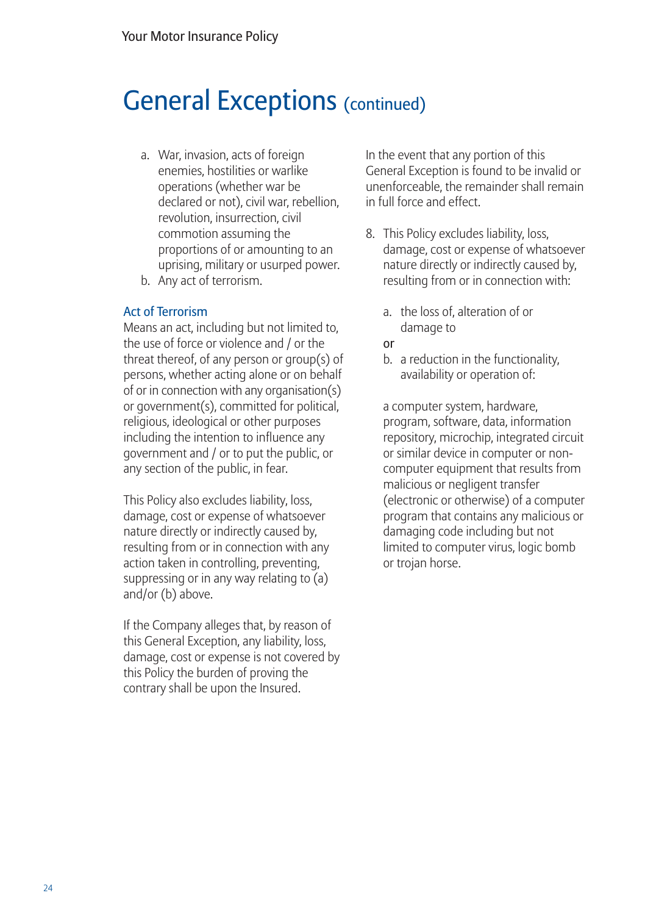# General Exceptions (continued)

a. War, invasion, acts of foreign enemies, hostilities or warlike operations (whether war be declared or not), civil war, rebellion, revolution, insurrection, civil commotion assuming the proportions of or amounting to an uprising, military or usurped power.
b. Any act of terrorism.

### Act of Terrorism

Means an act, including but not limited to, the use of force or violence and / or the threat thereof, of any person or group(s) of persons, whether acting alone or on behalf of or in connection with any organisation(s) or government(s), committed for political, religious, ideological or other purposes including the intention to influence any government and / or to put the public, or any section of the public, in fear.

This Policy also excludes liability, loss, damage, cost or expense of whatsoever nature directly or indirectly caused by, resulting from or in connection with any action taken in controlling, preventing, suppressing or in any way relating to (a) and/or (b) above.

If the Company alleges that, by reason of this General Exception, any liability, loss, damage, cost or expense is not covered by this Policy the burden of proving the contrary shall be upon the Insured.

In the event that any portion of this General Exception is found to be invalid or unenforceable, the remainder shall remain in full force and effect.

8. This Policy excludes liability, loss, damage, cost or expense of whatsoever nature directly or indirectly caused by, resulting from or in connection with:

   a. the loss of, alteration of or damage to

   or

   b. a reduction in the functionality, availability or operation of:

   a computer system, hardware, program, software, data, information repository, microchip, integrated circuit or similar device in computer or non-computer equipment that results from malicious or negligent transfer (electronic or otherwise) of a computer program that contains any malicious or damaging code including but not limited to computer virus, logic bomb or trojan horse.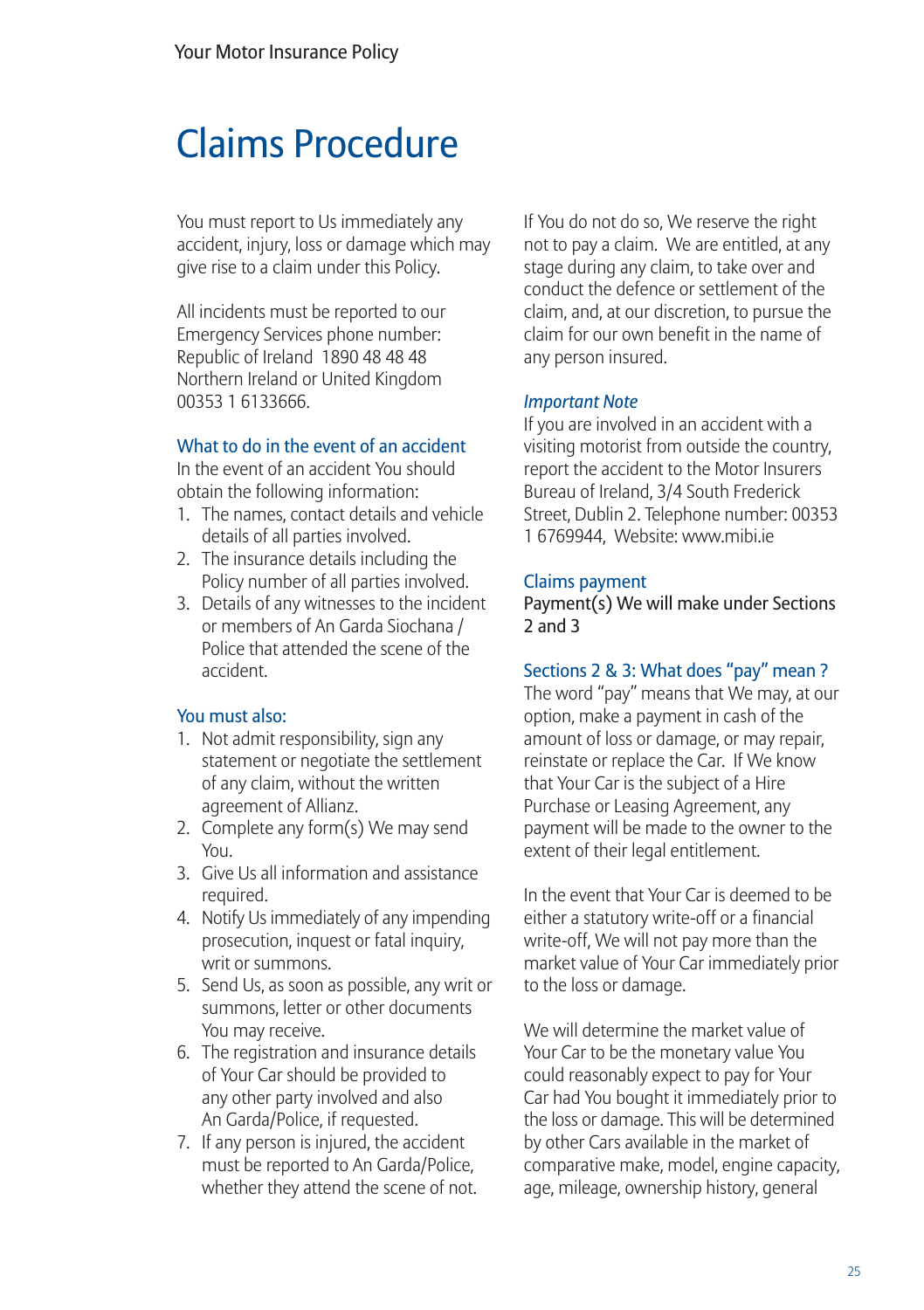# Claims Procedure

You must report to Us immediately any accident, injury, loss or damage which may give rise to a claim under this Policy.

All incidents must be reported to our Emergency Services phone number:
Republic of Ireland 1890 48 48 48
Northern Ireland or United Kingdom 00353 1 6133666.

### What to do in the event of an accident

In the event of an accident You should obtain the following information:

1. The names, contact details and vehicle details of all parties involved.
2. The insurance details including the Policy number of all parties involved.
3. Details of any witnesses to the incident or members of An Garda Siochana / Police that attended the scene of the accident.

### You must also:

1. Not admit responsibility, sign any statement or negotiate the settlement of any claim, without the written agreement of Allianz.
2. Complete any form(s) We may send You.
3. Give Us all information and assistance required.
4. Notify Us immediately of any impending prosecution, inquest or fatal inquiry, writ or summons.
5. Send Us, as soon as possible, any writ or summons, letter or other documents You may receive.
6. The registration and insurance details of Your Car should be provided to any other party involved and also An Garda/Police, if requested.
7. If any person is injured, the accident must be reported to An Garda/Police, whether they attend the scene of not.

If You do not do so, We reserve the right not to pay a claim. We are entitled, at any stage during any claim, to take over and conduct the defence or settlement of the claim, and, at our discretion, to pursue the claim for our own benefit in the name of any person insured.

*Important Note*

If you are involved in an accident with a visiting motorist from outside the country, report the accident to the Motor Insurers Bureau of Ireland, 3/4 South Frederick Street, Dublin 2. Telephone number: 00353 1 6769944, Website: www.mibi.ie

### Claims payment

Payment(s) We will make under Sections 2 and 3

### Sections 2 & 3: What does "pay" mean ?

The word "pay" means that We may, at our option, make a payment in cash of the amount of loss or damage, or may repair, reinstate or replace the Car. If We know that Your Car is the subject of a Hire Purchase or Leasing Agreement, any payment will be made to the owner to the extent of their legal entitlement.

In the event that Your Car is deemed to be either a statutory write-off or a financial write-off, We will not pay more than the market value of Your Car immediately prior to the loss or damage.

We will determine the market value of Your Car to be the monetary value You could reasonably expect to pay for Your Car had You bought it immediately prior to the loss or damage. This will be determined by other Cars available in the market of comparative make, model, engine capacity, age, mileage, ownership history, general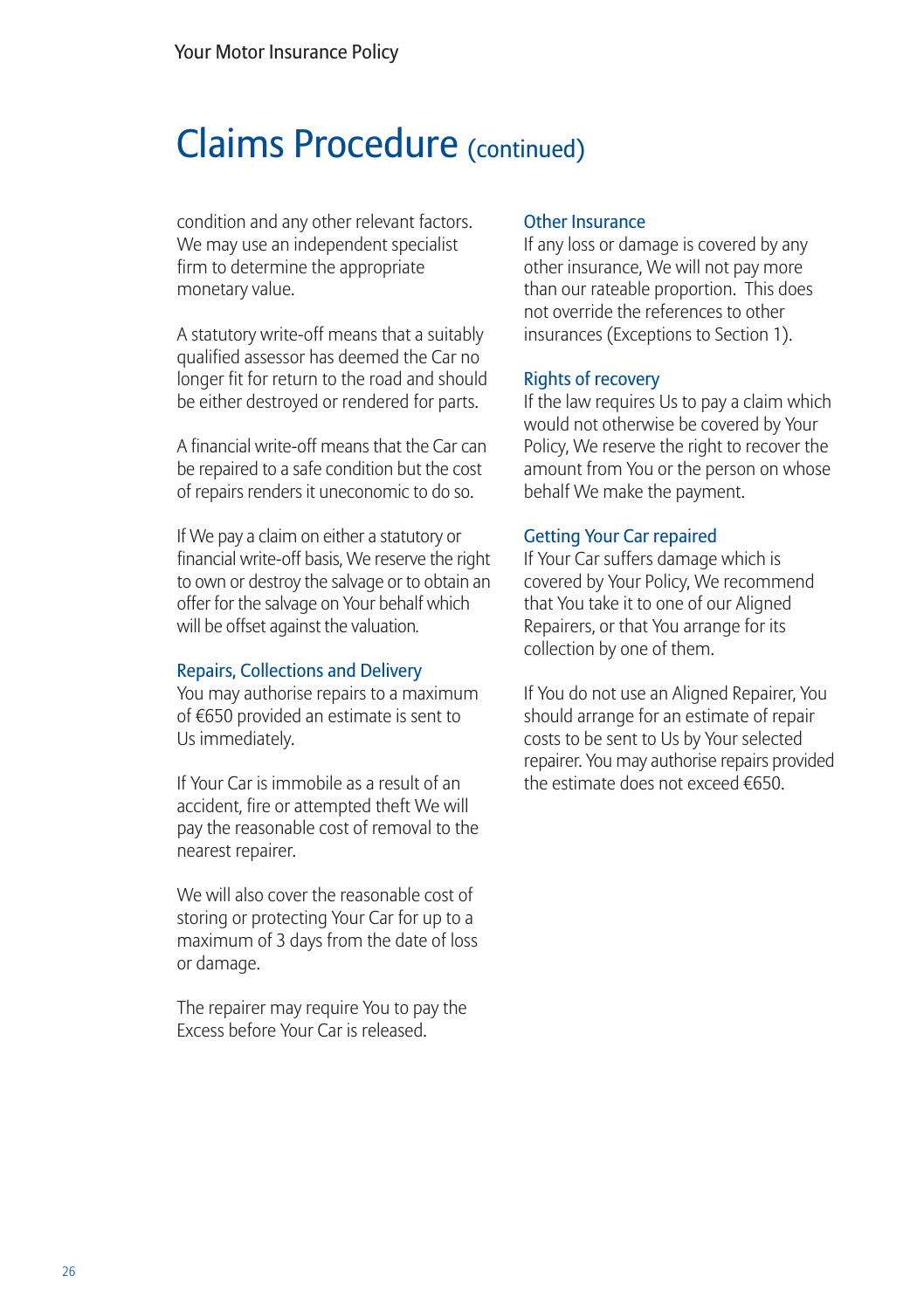# Claims Procedure (continued)

condition and any other relevant factors. We may use an independent specialist firm to determine the appropriate monetary value.

A statutory write-off means that a suitably qualified assessor has deemed the Car no longer fit for return to the road and should be either destroyed or rendered for parts.

A financial write-off means that the Car can be repaired to a safe condition but the cost of repairs renders it uneconomic to do so.

If We pay a claim on either a statutory or financial write-off basis, We reserve the right to own or destroy the salvage or to obtain an offer for the salvage on Your behalf which will be offset against the valuation.

### Repairs, Collections and Delivery

You may authorise repairs to a maximum of €650 provided an estimate is sent to Us immediately.

If Your Car is immobile as a result of an accident, fire or attempted theft We will pay the reasonable cost of removal to the nearest repairer.

We will also cover the reasonable cost of storing or protecting Your Car for up to a maximum of 3 days from the date of loss or damage.

The repairer may require You to pay the Excess before Your Car is released.

### Other Insurance

If any loss or damage is covered by any other insurance, We will not pay more than our rateable proportion. This does not override the references to other insurances (Exceptions to Section 1).

### Rights of recovery

If the law requires Us to pay a claim which would not otherwise be covered by Your Policy, We reserve the right to recover the amount from You or the person on whose behalf We make the payment.

### Getting Your Car repaired

If Your Car suffers damage which is covered by Your Policy, We recommend that You take it to one of our Aligned Repairers, or that You arrange for its collection by one of them.

If You do not use an Aligned Repairer, You should arrange for an estimate of repair costs to be sent to Us by Your selected repairer. You may authorise repairs provided the estimate does not exceed €650.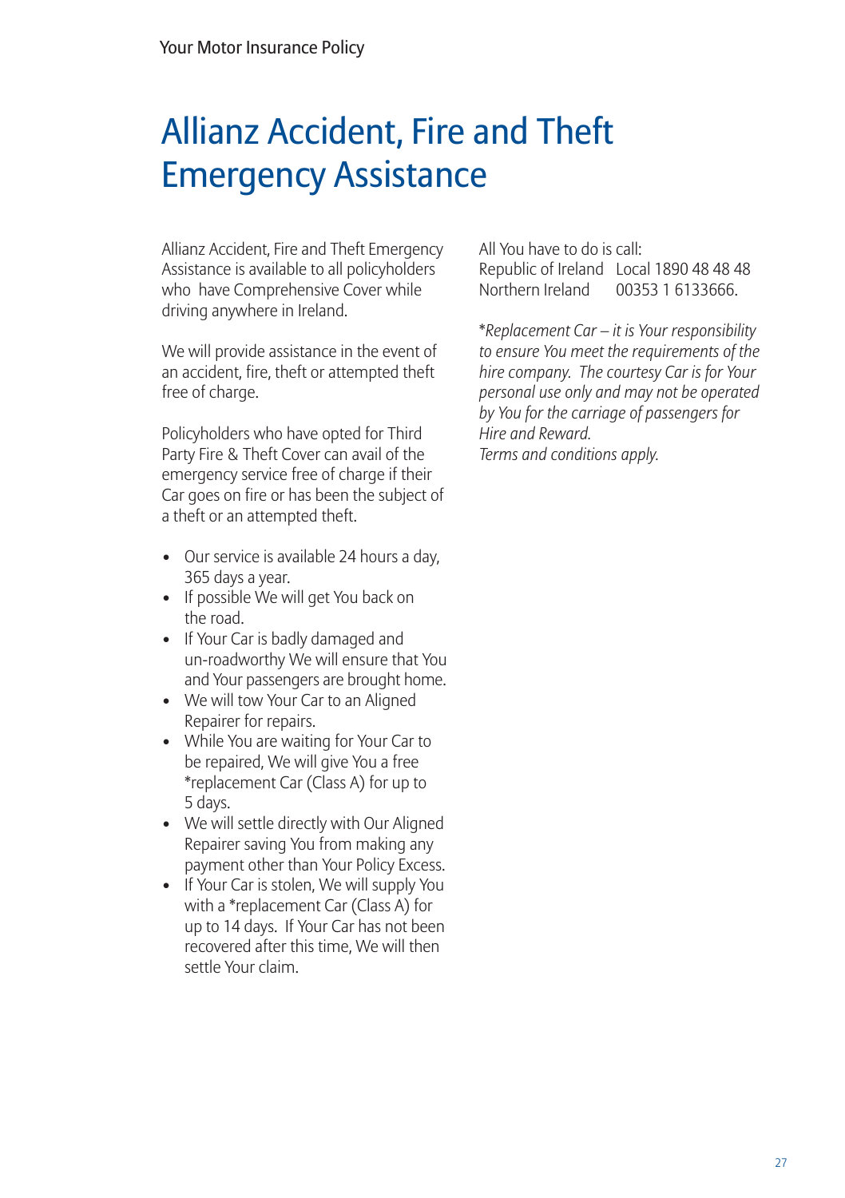# Allianz Accident, Fire and Theft Emergency Assistance

Allianz Accident, Fire and Theft Emergency Assistance is available to all policyholders who have Comprehensive Cover while driving anywhere in Ireland.

We will provide assistance in the event of an accident, fire, theft or attempted theft free of charge.

Policyholders who have opted for Third Party Fire & Theft Cover can avail of the emergency service free of charge if their Car goes on fire or has been the subject of a theft or an attempted theft.

- Our service is available 24 hours a day, 365 days a year.
- If possible We will get You back on the road.
- If Your Car is badly damaged and un-roadworthy We will ensure that You and Your passengers are brought home.
- We will tow Your Car to an Aligned Repairer for repairs.
- While You are waiting for Your Car to be repaired, We will give You a free *replacement Car (Class A) for up to 5 days.
- We will settle directly with Our Aligned Repairer saving You from making any payment other than Your Policy Excess.
- If Your Car is stolen, We will supply You with a *replacement Car (Class A) for up to 14 days. If Your Car has not been recovered after this time, We will then settle Your claim.

All You have to do is call:

Republic of Ireland Local 1890 48 48 48
Northern Ireland 00353 1 6133666.

**Replacement Car – it is Your responsibility to ensure You meet the requirements of the hire company. The courtesy Car is for Your personal use only and may not be operated by You for the carriage of passengers for Hire and Reward.*
*Terms and conditions apply.*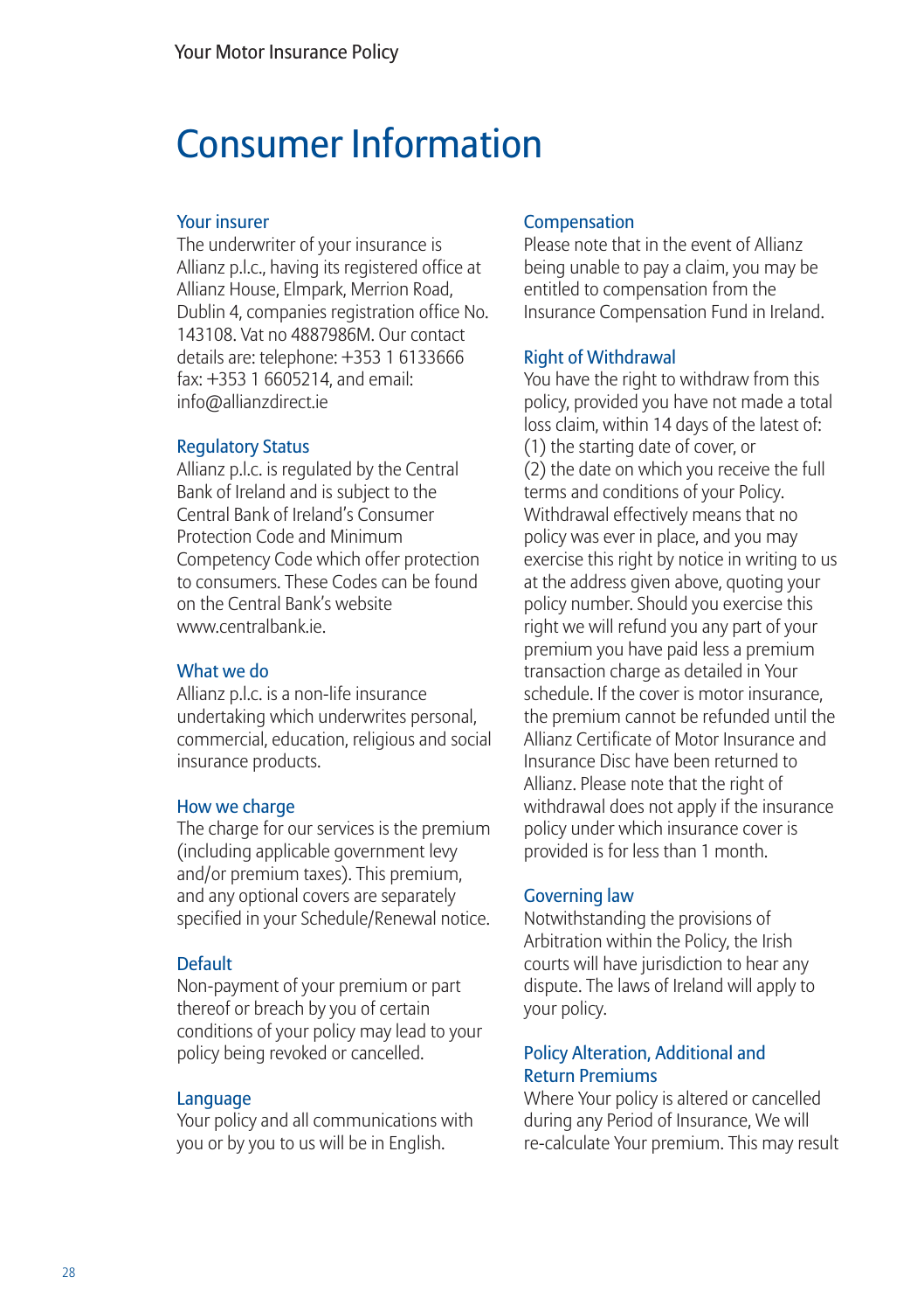# Consumer Information

## Your insurer

The underwriter of your insurance is Allianz p.l.c., having its registered office at Allianz House, Elmpark, Merrion Road, Dublin 4, companies registration office No. 143108. Vat no 4887986M. Our contact details are: telephone: +353 1 6133666 fax: +353 1 6605214, and email: info@allianzdirect.ie

## Regulatory Status

Allianz p.l.c. is regulated by the Central Bank of Ireland and is subject to the Central Bank of Ireland's Consumer Protection Code and Minimum Competency Code which offer protection to consumers. These Codes can be found on the Central Bank's website www.centralbank.ie.

## What we do

Allianz p.l.c. is a non-life insurance undertaking which underwrites personal, commercial, education, religious and social insurance products.

## How we charge

The charge for our services is the premium (including applicable government levy and/or premium taxes). This premium, and any optional covers are separately specified in your Schedule/Renewal notice.

## Default

Non-payment of your premium or part thereof or breach by you of certain conditions of your policy may lead to your policy being revoked or cancelled.

## Language

Your policy and all communications with you or by you to us will be in English.

## Compensation

Please note that in the event of Allianz being unable to pay a claim, you may be entitled to compensation from the Insurance Compensation Fund in Ireland.

## Right of Withdrawal

You have the right to withdraw from this policy, provided you have not made a total loss claim, within 14 days of the latest of:
(1) the starting date of cover, or
(2) the date on which you receive the full terms and conditions of your Policy.
Withdrawal effectively means that no policy was ever in place, and you may exercise this right by notice in writing to us at the address given above, quoting your policy number. Should you exercise this right we will refund you any part of your premium you have paid less a premium transaction charge as detailed in Your schedule. If the cover is motor insurance, the premium cannot be refunded until the Allianz Certificate of Motor Insurance and Insurance Disc have been returned to Allianz. Please note that the right of withdrawal does not apply if the insurance policy under which insurance cover is provided is for less than 1 month.

## Governing law

Notwithstanding the provisions of Arbitration within the Policy, the Irish courts will have jurisdiction to hear any dispute. The laws of Ireland will apply to your policy.

## Policy Alteration, Additional and Return Premiums

Where Your policy is altered or cancelled during any Period of Insurance, We will re-calculate Your premium. This may result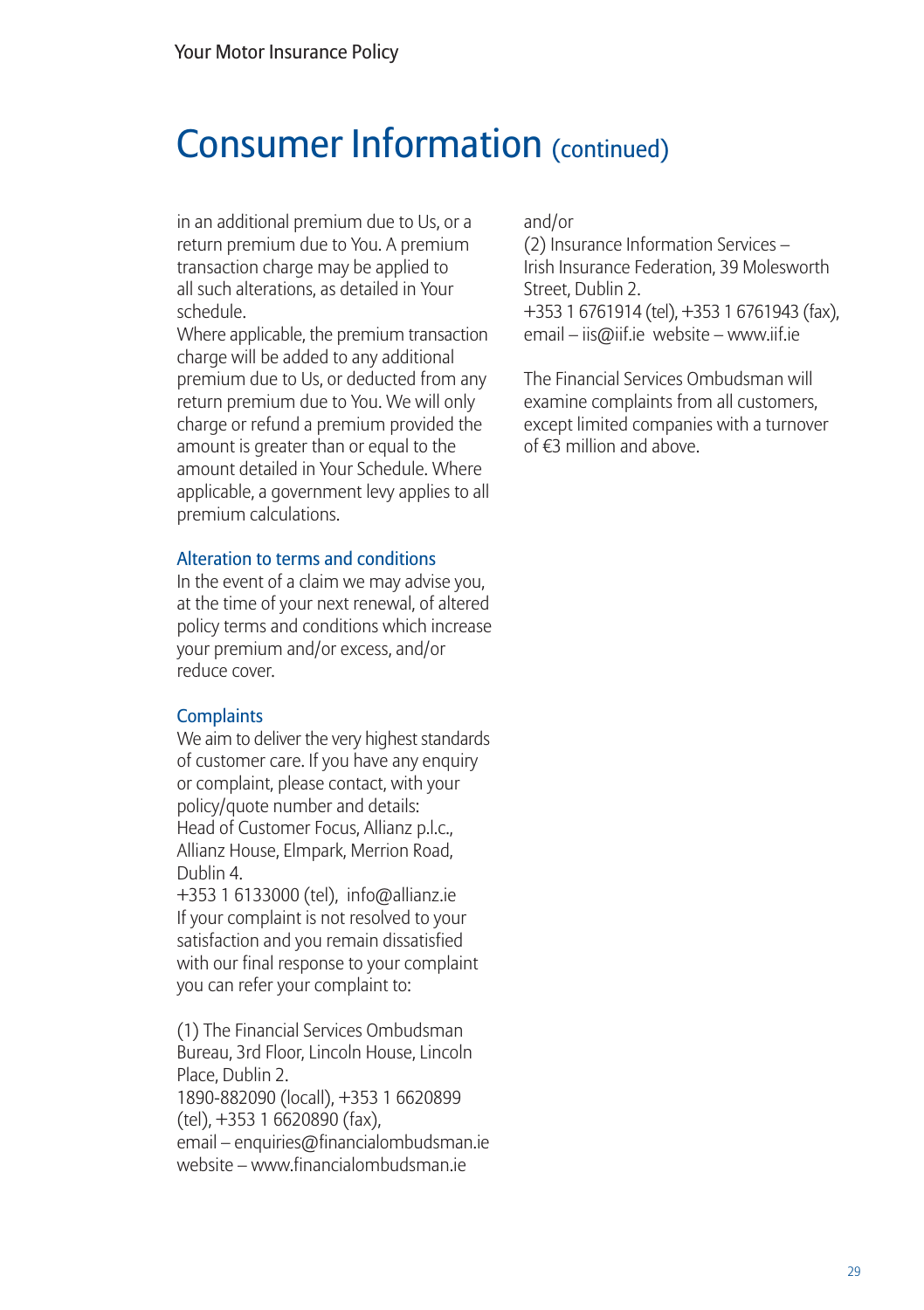# Consumer Information (continued)

in an additional premium due to Us, or a return premium due to You. A premium transaction charge may be applied to all such alterations, as detailed in Your schedule.
Where applicable, the premium transaction charge will be added to any additional premium due to Us, or deducted from any return premium due to You. We will only charge or refund a premium provided the amount is greater than or equal to the amount detailed in Your Schedule. Where applicable, a government levy applies to all premium calculations.

### Alteration to terms and conditions

In the event of a claim we may advise you, at the time of your next renewal, of altered policy terms and conditions which increase your premium and/or excess, and/or reduce cover.

### Complaints

We aim to deliver the very highest standards of customer care. If you have any enquiry or complaint, please contact, with your policy/quote number and details:
Head of Customer Focus, Allianz p.l.c., Allianz House, Elmpark, Merrion Road, Dublin 4.
+353 1 6133000 (tel), info@allianz.ie
If your complaint is not resolved to your satisfaction and you remain dissatisfied with our final response to your complaint you can refer your complaint to:

(1) The Financial Services Ombudsman Bureau, 3rd Floor, Lincoln House, Lincoln Place, Dublin 2.
1890-882090 (locall), +353 1 6620899 (tel), +353 1 6620890 (fax),
email – enquiries@financialombudsman.ie
website – www.financialombudsman.ie

and/or
(2) Insurance Information Services – Irish Insurance Federation, 39 Molesworth Street, Dublin 2.
+353 1 6761914 (tel), +353 1 6761943 (fax),
email – iis@iif.ie website – www.iif.ie

The Financial Services Ombudsman will examine complaints from all customers, except limited companies with a turnover of €3 million and above.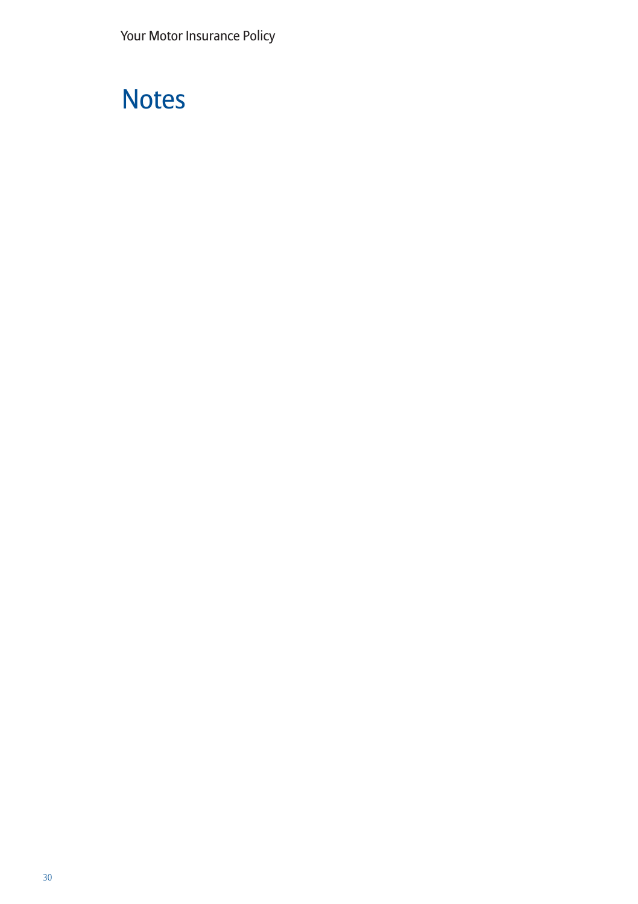# Notes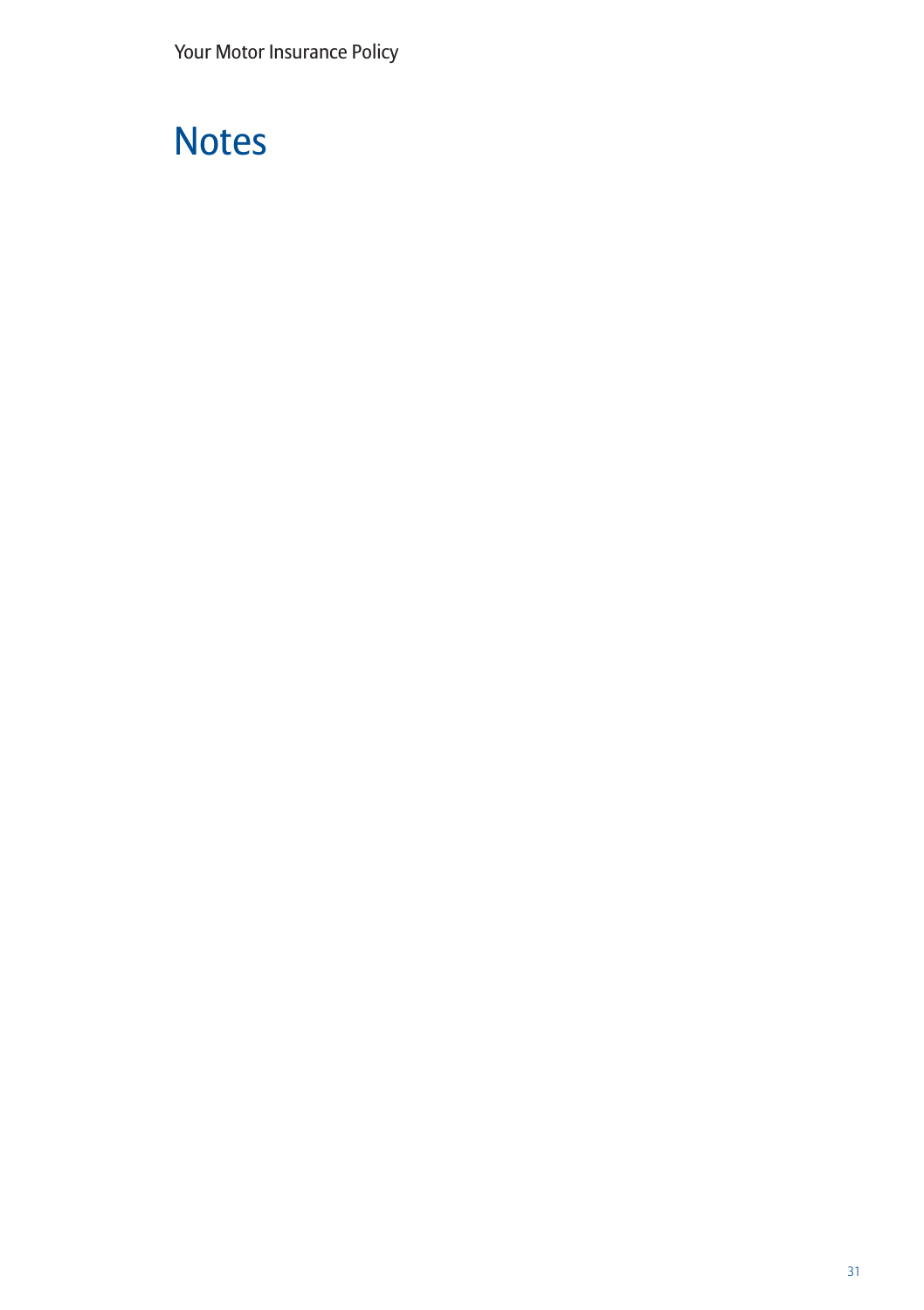# Notes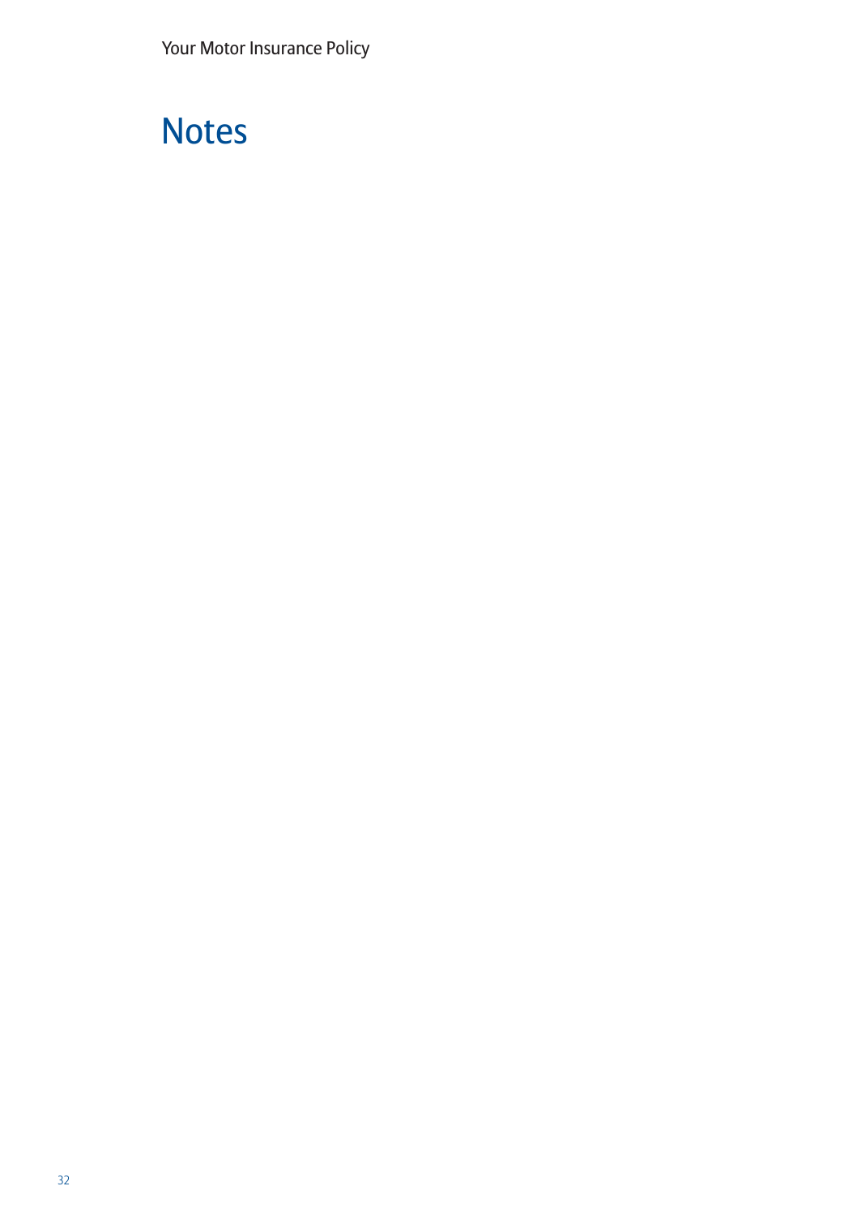# Notes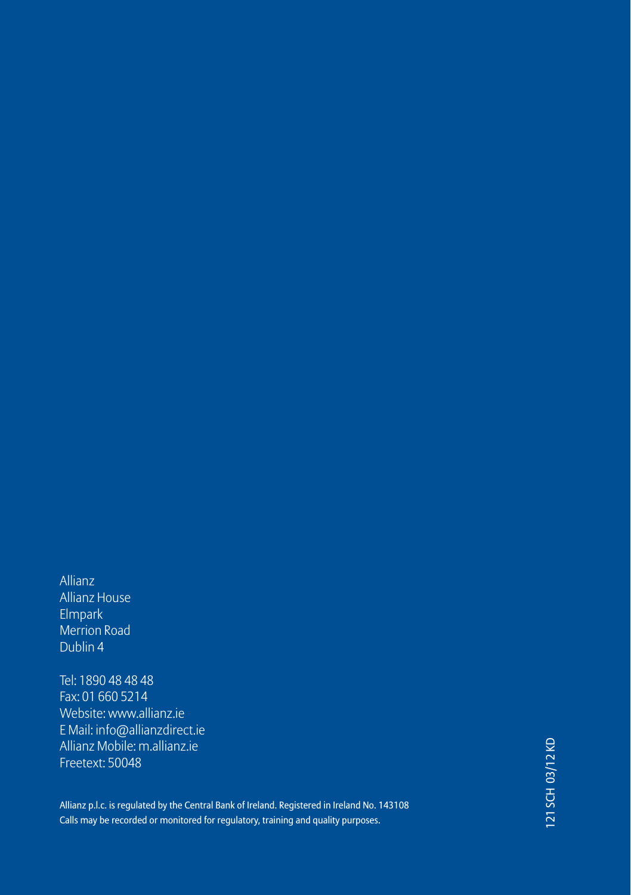Allianz
Allianz House
Elmpark
Merrion Road
Dublin 4

Tel: 1890 48 48 48
Fax: 01 660 5214
Website: www.allianz.ie
E Mail: info@allianzdirect.ie
Allianz Mobile: m.allianz.ie
Freetext: 50048

Allianz p.l.c. is regulated by the Central Bank of Ireland. Registered in Ireland No. 143108
Calls may be recorded or monitored for regulatory, training and quality purposes.

121 SCH 03/12 KD